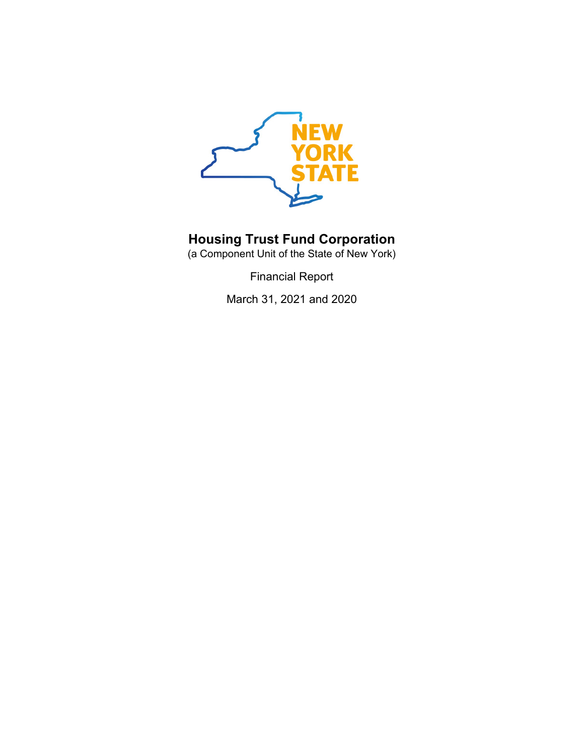NEW YORK STATE

# Housing Trust Fund Corporation

(a Component Unit of the State of New York)

Financial Report

March 31, 2021 and 2020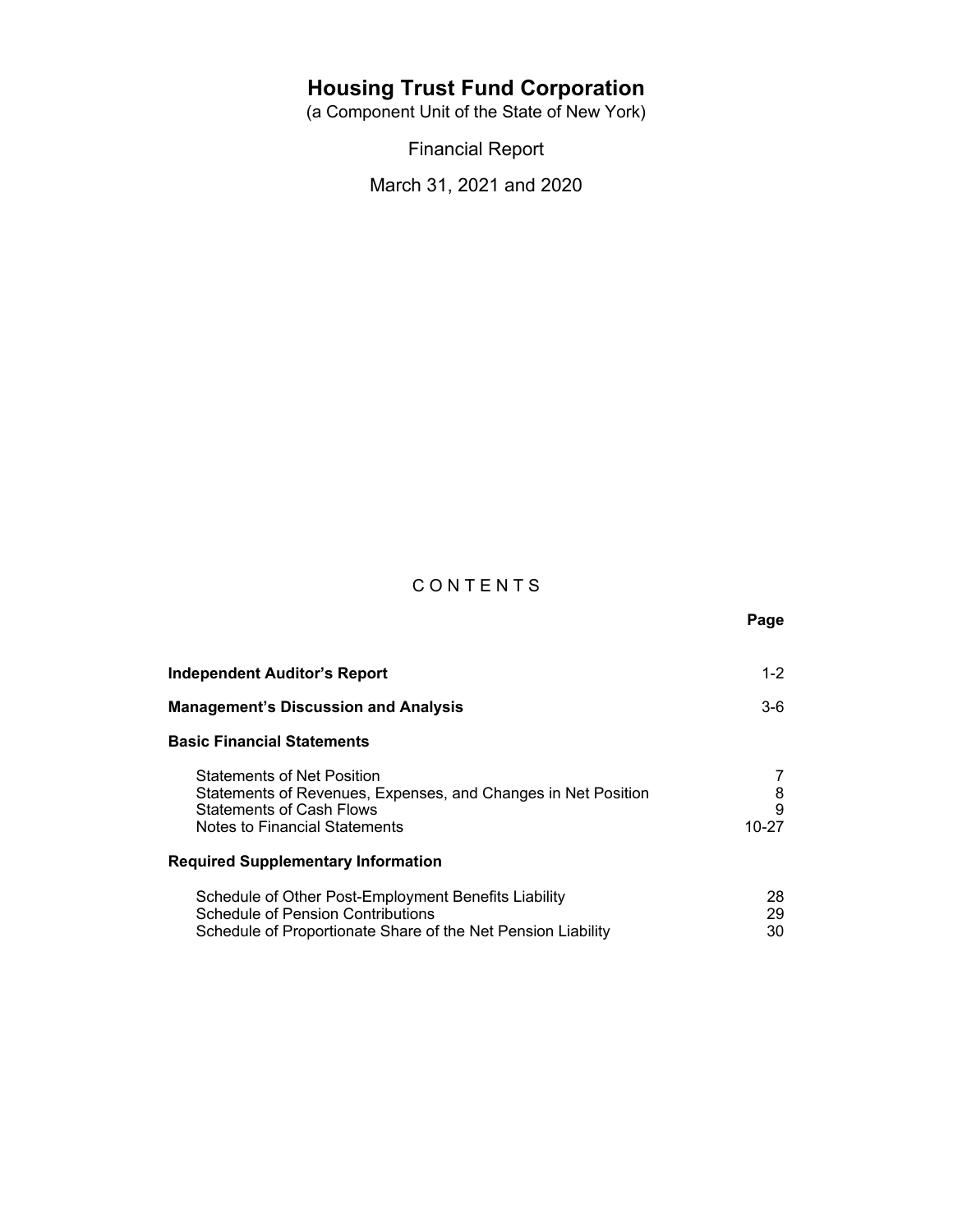# Housing Trust Fund Corporation

(a Component Unit of the State of New York)

Financial Report

March 31, 2021 and 2020

## C O N T E N T S

| | Page |
|---|---|
| **Independent Auditor's Report** | 1-2 |
| **Management's Discussion and Analysis** | 3-6 |
| **Basic Financial Statements** | |
| Statements of Net Position | 7 |
| Statements of Revenues, Expenses, and Changes in Net Position | 8 |
| Statements of Cash Flows | 9 |
| Notes to Financial Statements | 10-27 |
| **Required Supplementary Information** | |
| Schedule of Other Post-Employment Benefits Liability | 28 |
| Schedule of Pension Contributions | 29 |
| Schedule of Proportionate Share of the Net Pension Liability | 30 |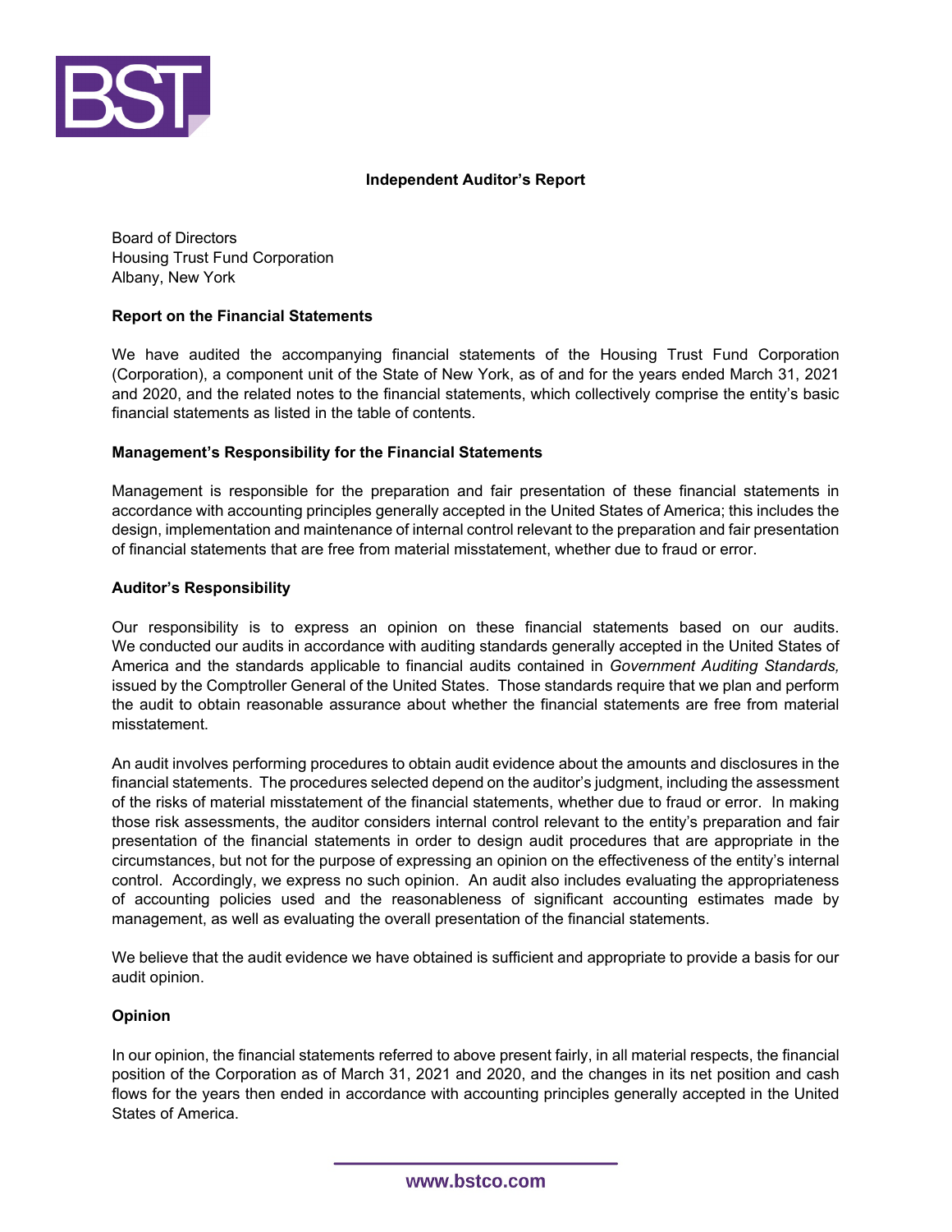# Independent Auditor's Report

Board of Directors
Housing Trust Fund Corporation
Albany, New York

## Report on the Financial Statements

We have audited the accompanying financial statements of the Housing Trust Fund Corporation (Corporation), a component unit of the State of New York, as of and for the years ended March 31, 2021 and 2020, and the related notes to the financial statements, which collectively comprise the entity's basic financial statements as listed in the table of contents.

## Management's Responsibility for the Financial Statements

Management is responsible for the preparation and fair presentation of these financial statements in accordance with accounting principles generally accepted in the United States of America; this includes the design, implementation and maintenance of internal control relevant to the preparation and fair presentation of financial statements that are free from material misstatement, whether due to fraud or error.

## Auditor's Responsibility

Our responsibility is to express an opinion on these financial statements based on our audits. We conducted our audits in accordance with auditing standards generally accepted in the United States of America and the standards applicable to financial audits contained in *Government Auditing Standards,* issued by the Comptroller General of the United States. Those standards require that we plan and perform the audit to obtain reasonable assurance about whether the financial statements are free from material misstatement.

An audit involves performing procedures to obtain audit evidence about the amounts and disclosures in the financial statements. The procedures selected depend on the auditor's judgment, including the assessment of the risks of material misstatement of the financial statements, whether due to fraud or error. In making those risk assessments, the auditor considers internal control relevant to the entity's preparation and fair presentation of the financial statements in order to design audit procedures that are appropriate in the circumstances, but not for the purpose of expressing an opinion on the effectiveness of the entity's internal control. Accordingly, we express no such opinion. An audit also includes evaluating the appropriateness of accounting policies used and the reasonableness of significant accounting estimates made by management, as well as evaluating the overall presentation of the financial statements.

We believe that the audit evidence we have obtained is sufficient and appropriate to provide a basis for our audit opinion.

## Opinion

In our opinion, the financial statements referred to above present fairly, in all material respects, the financial position of the Corporation as of March 31, 2021 and 2020, and the changes in its net position and cash flows for the years then ended in accordance with accounting principles generally accepted in the United States of America.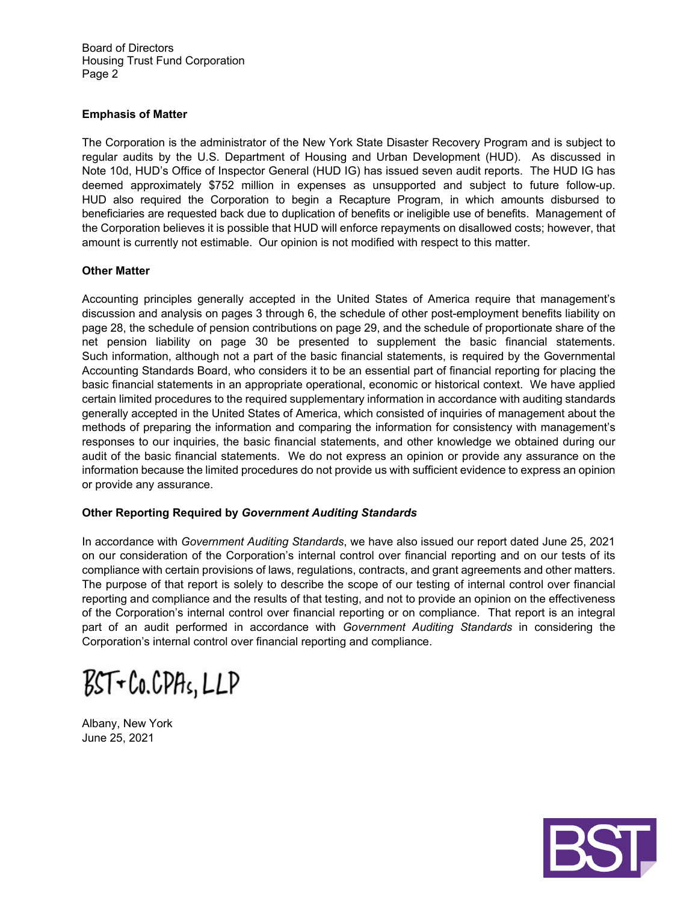Board of Directors
Housing Trust Fund Corporation

**Emphasis of Matter**

The Corporation is the administrator of the New York State Disaster Recovery Program and is subject to regular audits by the U.S. Department of Housing and Urban Development (HUD). As discussed in Note 10d, HUD's Office of Inspector General (HUD IG) has issued seven audit reports. The HUD IG has deemed approximately $752 million in expenses as unsupported and subject to future follow-up. HUD also required the Corporation to begin a Recapture Program, in which amounts disbursed to beneficiaries are requested back due to duplication of benefits or ineligible use of benefits. Management of the Corporation believes it is possible that HUD will enforce repayments on disallowed costs; however, that amount is currently not estimable. Our opinion is not modified with respect to this matter.

**Other Matter**

Accounting principles generally accepted in the United States of America require that management's discussion and analysis on pages 3 through 6, the schedule of other post-employment benefits liability on page 28, the schedule of pension contributions on page 29, and the schedule of proportionate share of the net pension liability on page 30 be presented to supplement the basic financial statements. Such information, although not a part of the basic financial statements, is required by the Governmental Accounting Standards Board, who considers it to be an essential part of financial reporting for placing the basic financial statements in an appropriate operational, economic or historical context. We have applied certain limited procedures to the required supplementary information in accordance with auditing standards generally accepted in the United States of America, which consisted of inquiries of management about the methods of preparing the information and comparing the information for consistency with management's responses to our inquiries, the basic financial statements, and other knowledge we obtained during our audit of the basic financial statements. We do not express an opinion or provide any assurance on the information because the limited procedures do not provide us with sufficient evidence to express an opinion or provide any assurance.

**Other Reporting Required by *Government Auditing Standards***

In accordance with *Government Auditing Standards*, we have also issued our report dated June 25, 2021 on our consideration of the Corporation's internal control over financial reporting and on our tests of its compliance with certain provisions of laws, regulations, contracts, and grant agreements and other matters. The purpose of that report is solely to describe the scope of our testing of internal control over financial reporting and compliance and the results of that testing, and not to provide an opinion on the effectiveness of the Corporation's internal control over financial reporting or on compliance. That report is an integral part of an audit performed in accordance with *Government Auditing Standards* in considering the Corporation's internal control over financial reporting and compliance.

BST & Co. CPAs, LLP

Albany, New York
June 25, 2021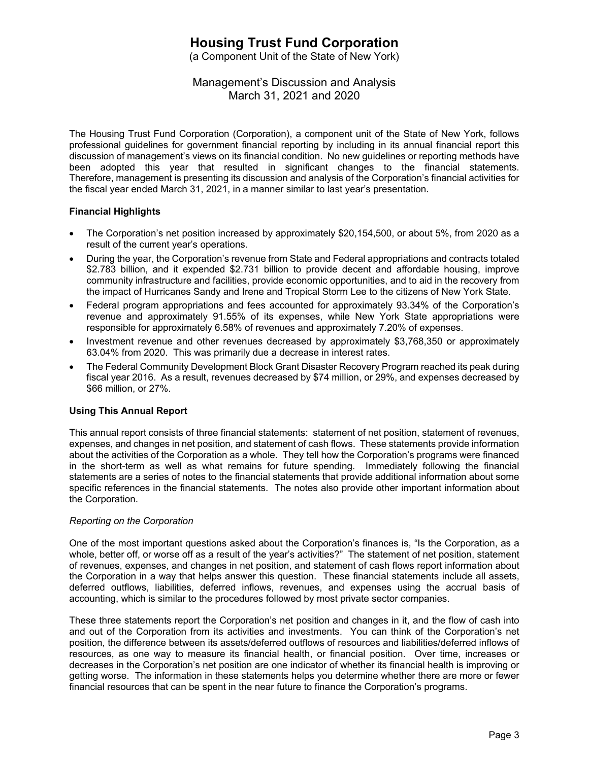# Housing Trust Fund Corporation

(a Component Unit of the State of New York)

Management's Discussion and Analysis
March 31, 2021 and 2020

The Housing Trust Fund Corporation (Corporation), a component unit of the State of New York, follows professional guidelines for government financial reporting by including in its annual financial report this discussion of management's views on its financial condition. No new guidelines or reporting methods have been adopted this year that resulted in significant changes to the financial statements. Therefore, management is presenting its discussion and analysis of the Corporation's financial activities for the fiscal year ended March 31, 2021, in a manner similar to last year's presentation.

**Financial Highlights**

- The Corporation's net position increased by approximately $20,154,500, or about 5%, from 2020 as a result of the current year's operations.
- During the year, the Corporation's revenue from State and Federal appropriations and contracts totaled $2.783 billion, and it expended $2.731 billion to provide decent and affordable housing, improve community infrastructure and facilities, provide economic opportunities, and to aid in the recovery from the impact of Hurricanes Sandy and Irene and Tropical Storm Lee to the citizens of New York State.
- Federal program appropriations and fees accounted for approximately 93.34% of the Corporation's revenue and approximately 91.55% of its expenses, while New York State appropriations were responsible for approximately 6.58% of revenues and approximately 7.20% of expenses.
- Investment revenue and other revenues decreased by approximately $3,768,350 or approximately 63.04% from 2020. This was primarily due a decrease in interest rates.
- The Federal Community Development Block Grant Disaster Recovery Program reached its peak during fiscal year 2016. As a result, revenues decreased by $74 million, or 29%, and expenses decreased by $66 million, or 27%.

**Using This Annual Report**

This annual report consists of three financial statements: statement of net position, statement of revenues, expenses, and changes in net position, and statement of cash flows. These statements provide information about the activities of the Corporation as a whole. They tell how the Corporation's programs were financed in the short-term as well as what remains for future spending. Immediately following the financial statements are a series of notes to the financial statements that provide additional information about some specific references in the financial statements. The notes also provide other important information about the Corporation.

*Reporting on the Corporation*

One of the most important questions asked about the Corporation's finances is, "Is the Corporation, as a whole, better off, or worse off as a result of the year's activities?" The statement of net position, statement of revenues, expenses, and changes in net position, and statement of cash flows report information about the Corporation in a way that helps answer this question. These financial statements include all assets, deferred outflows, liabilities, deferred inflows, revenues, and expenses using the accrual basis of accounting, which is similar to the procedures followed by most private sector companies.

These three statements report the Corporation's net position and changes in it, and the flow of cash into and out of the Corporation from its activities and investments. You can think of the Corporation's net position, the difference between its assets/deferred outflows of resources and liabilities/deferred inflows of resources, as one way to measure its financial health, or financial position. Over time, increases or decreases in the Corporation's net position are one indicator of whether its financial health is improving or getting worse. The information in these statements helps you determine whether there are more or fewer financial resources that can be spent in the near future to finance the Corporation's programs.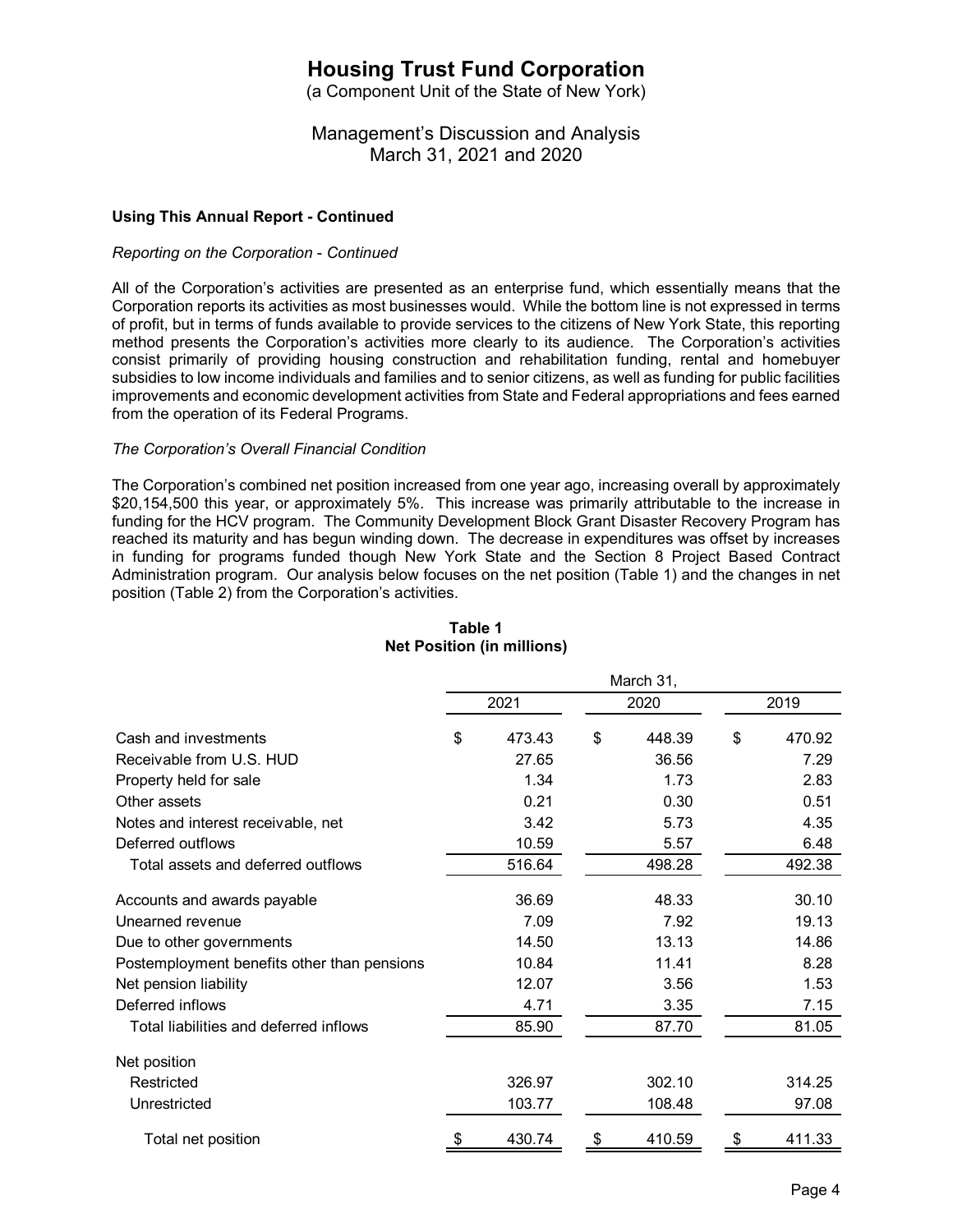# Housing Trust Fund Corporation

(a Component Unit of the State of New York)

Management's Discussion and Analysis
March 31, 2021 and 2020

**Using This Annual Report - Continued**

*Reporting on the Corporation - Continued*

All of the Corporation's activities are presented as an enterprise fund, which essentially means that the Corporation reports its activities as most businesses would. While the bottom line is not expressed in terms of profit, but in terms of funds available to provide services to the citizens of New York State, this reporting method presents the Corporation's activities more clearly to its audience. The Corporation's activities consist primarily of providing housing construction and rehabilitation funding, rental and homebuyer subsidies to low income individuals and families and to senior citizens, as well as funding for public facilities improvements and economic development activities from State and Federal appropriations and fees earned from the operation of its Federal Programs.

*The Corporation's Overall Financial Condition*

The Corporation's combined net position increased from one year ago, increasing overall by approximately $20,154,500 this year, or approximately 5%. This increase was primarily attributable to the increase in funding for the HCV program. The Community Development Block Grant Disaster Recovery Program has reached its maturity and has begun winding down. The decrease in expenditures was offset by increases in funding for programs funded though New York State and the Section 8 Project Based Contract Administration program. Our analysis below focuses on the net position (Table 1) and the changes in net position (Table 2) from the Corporation's activities.

**Table 1**
**Net Position (in millions)**

| | March 31, | | |
|---|---|---|---|
| | 2021 | 2020 | 2019 |
| Cash and investments | $ 473.43 | $ 448.39 | $ 470.92 |
| Receivable from U.S. HUD | 27.65 | 36.56 | 7.29 |
| Property held for sale | 1.34 | 1.73 | 2.83 |
| Other assets | 0.21 | 0.30 | 0.51 |
| Notes and interest receivable, net | 3.42 | 5.73 | 4.35 |
| Deferred outflows | 10.59 | 5.57 | 6.48 |
| Total assets and deferred outflows | 516.64 | 498.28 | 492.38 |
| Accounts and awards payable | 36.69 | 48.33 | 30.10 |
| Unearned revenue | 7.09 | 7.92 | 19.13 |
| Due to other governments | 14.50 | 13.13 | 14.86 |
| Postemployment benefits other than pensions | 10.84 | 11.41 | 8.28 |
| Net pension liability | 12.07 | 3.56 | 1.53 |
| Deferred inflows | 4.71 | 3.35 | 7.15 |
| Total liabilities and deferred inflows | 85.90 | 87.70 | 81.05 |
| Net position | | | |
| Restricted | 326.97 | 302.10 | 314.25 |
| Unrestricted | 103.77 | 108.48 | 97.08 |
| Total net position | $ 430.74 | $ 410.59 | $ 411.33 |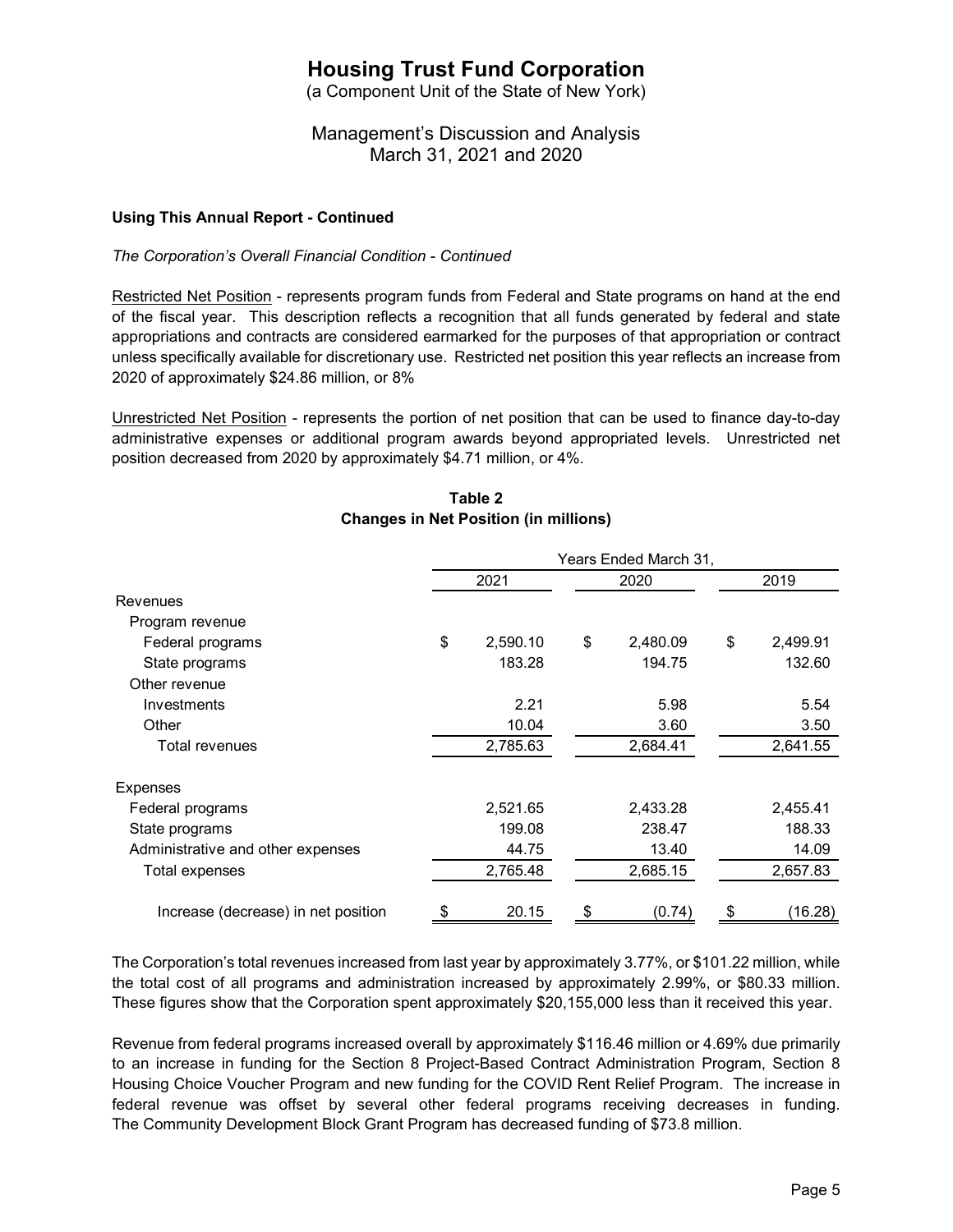**Using This Annual Report - Continued**

*The Corporation's Overall Financial Condition - Continued*

Restricted Net Position - represents program funds from Federal and State programs on hand at the end of the fiscal year. This description reflects a recognition that all funds generated by federal and state appropriations and contracts are considered earmarked for the purposes of that appropriation or contract unless specifically available for discretionary use. Restricted net position this year reflects an increase from 2020 of approximately $24.86 million, or 8%

Unrestricted Net Position - represents the portion of net position that can be used to finance day-to-day administrative expenses or additional program awards beyond appropriated levels. Unrestricted net position decreased from 2020 by approximately $4.71 million, or 4%.

**Table 2**
**Changes in Net Position (in millions)**

| | Years Ended March 31, | | |
|---|---|---|---|
| | 2021 | 2020 | 2019 |
| Revenues | | | |
| Program revenue | | | |
| Federal programs | $ 2,590.10 | $ 2,480.09 | $ 2,499.91 |
| State programs | 183.28 | 194.75 | 132.60 |
| Other revenue | | | |
| Investments | 2.21 | 5.98 | 5.54 |
| Other | 10.04 | 3.60 | 3.50 |
| Total revenues | 2,785.63 | 2,684.41 | 2,641.55 |
| Expenses | | | |
| Federal programs | 2,521.65 | 2,433.28 | 2,455.41 |
| State programs | 199.08 | 238.47 | 188.33 |
| Administrative and other expenses | 44.75 | 13.40 | 14.09 |
| Total expenses | 2,765.48 | 2,685.15 | 2,657.83 |
| Increase (decrease) in net position | $ 20.15 | $ (0.74) | $ (16.28) |

The Corporation's total revenues increased from last year by approximately 3.77%, or $101.22 million, while the total cost of all programs and administration increased by approximately 2.99%, or $80.33 million. These figures show that the Corporation spent approximately $20,155,000 less than it received this year.

Revenue from federal programs increased overall by approximately $116.46 million or 4.69% due primarily to an increase in funding for the Section 8 Project-Based Contract Administration Program, Section 8 Housing Choice Voucher Program and new funding for the COVID Rent Relief Program. The increase in federal revenue was offset by several other federal programs receiving decreases in funding. The Community Development Block Grant Program has decreased funding of $73.8 million.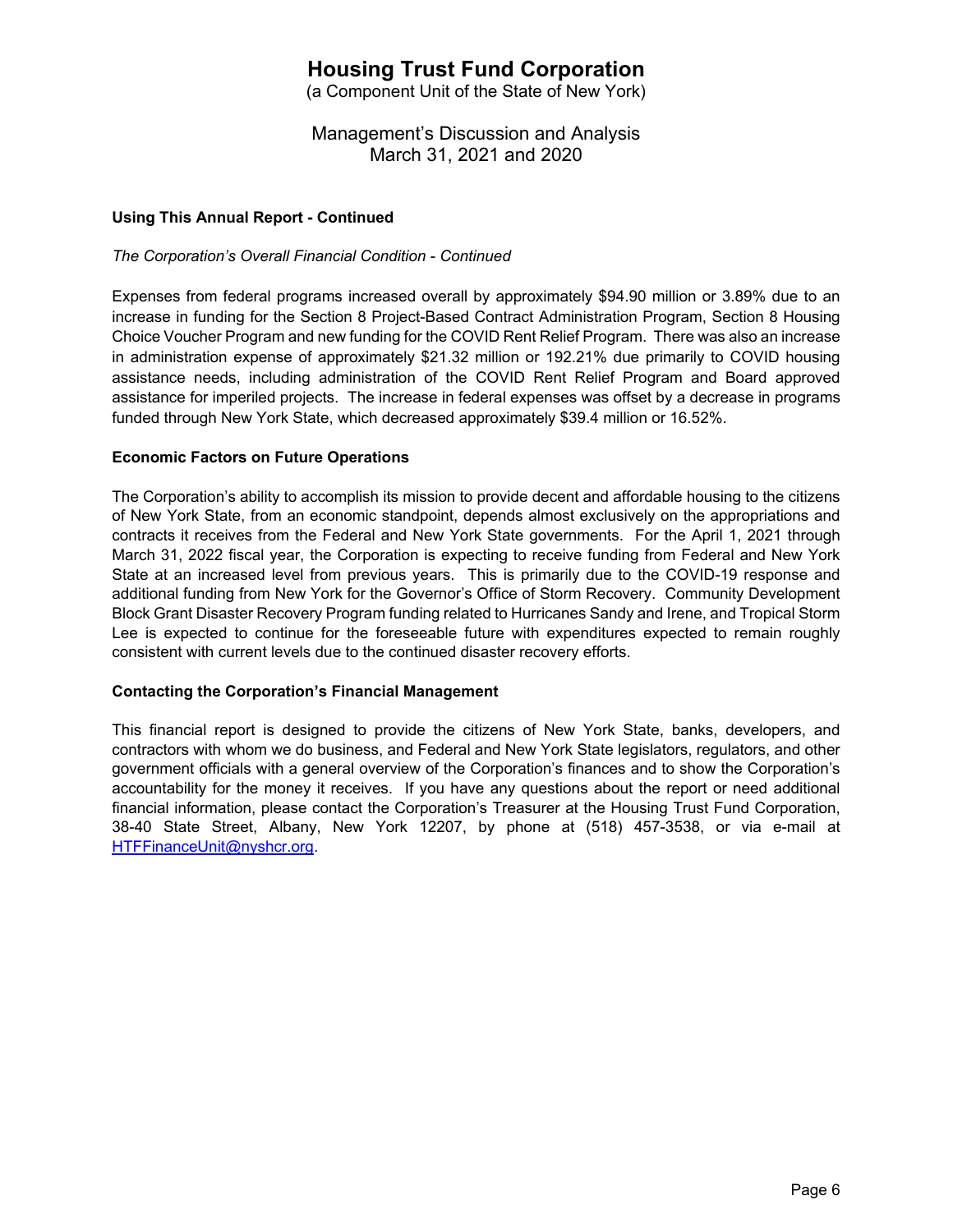## Using This Annual Report - Continued

*The Corporation's Overall Financial Condition - Continued*

Expenses from federal programs increased overall by approximately $94.90 million or 3.89% due to an increase in funding for the Section 8 Project-Based Contract Administration Program, Section 8 Housing Choice Voucher Program and new funding for the COVID Rent Relief Program. There was also an increase in administration expense of approximately $21.32 million or 192.21% due primarily to COVID housing assistance needs, including administration of the COVID Rent Relief Program and Board approved assistance for imperiled projects. The increase in federal expenses was offset by a decrease in programs funded through New York State, which decreased approximately $39.4 million or 16.52%.

## Economic Factors on Future Operations

The Corporation's ability to accomplish its mission to provide decent and affordable housing to the citizens of New York State, from an economic standpoint, depends almost exclusively on the appropriations and contracts it receives from the Federal and New York State governments. For the April 1, 2021 through March 31, 2022 fiscal year, the Corporation is expecting to receive funding from Federal and New York State at an increased level from previous years. This is primarily due to the COVID-19 response and additional funding from New York for the Governor's Office of Storm Recovery. Community Development Block Grant Disaster Recovery Program funding related to Hurricanes Sandy and Irene, and Tropical Storm Lee is expected to continue for the foreseeable future with expenditures expected to remain roughly consistent with current levels due to the continued disaster recovery efforts.

## Contacting the Corporation's Financial Management

This financial report is designed to provide the citizens of New York State, banks, developers, and contractors with whom we do business, and Federal and New York State legislators, regulators, and other government officials with a general overview of the Corporation's finances and to show the Corporation's accountability for the money it receives. If you have any questions about the report or need additional financial information, please contact the Corporation's Treasurer at the Housing Trust Fund Corporation, 38-40 State Street, Albany, New York 12207, by phone at (518) 457-3538, or via e-mail at HTFFinanceUnit@nyshcr.org.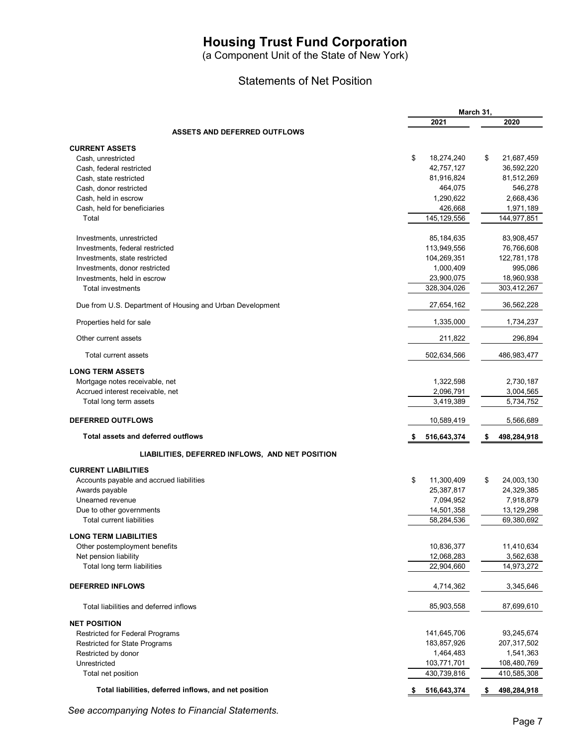# Housing Trust Fund Corporation

(a Component Unit of the State of New York)

## Statements of Net Position

| | March 31, | |
|---|---|---|
| | 2021 | 2020 |
| **ASSETS AND DEFERRED OUTFLOWS** | | |
| **CURRENT ASSETS** | | |
| Cash, unrestricted | $ 18,274,240 | $ 21,687,459 |
| Cash, federal restricted | 42,757,127 | 36,592,220 |
| Cash, state restricted | 81,916,824 | 81,512,269 |
| Cash, donor restricted | 464,075 | 546,278 |
| Cash, held in escrow | 1,290,622 | 2,668,436 |
| Cash, held for beneficiaries | 426,668 | 1,971,189 |
| Total | 145,129,556 | 144,977,851 |
| Investments, unrestricted | 85,184,635 | 83,908,457 |
| Investments, federal restricted | 113,949,556 | 76,766,608 |
| Investments, state restricted | 104,269,351 | 122,781,178 |
| Investments, donor restricted | 1,000,409 | 995,086 |
| Investments, held in escrow | 23,900,075 | 18,960,938 |
| Total investments | 328,304,026 | 303,412,267 |
| Due from U.S. Department of Housing and Urban Development | 27,654,162 | 36,562,228 |
| Properties held for sale | 1,335,000 | 1,734,237 |
| Other current assets | 211,822 | 296,894 |
| Total current assets | 502,634,566 | 486,983,477 |
| **LONG TERM ASSETS** | | |
| Mortgage notes receivable, net | 1,322,598 | 2,730,187 |
| Accrued interest receivable, net | 2,096,791 | 3,004,565 |
| Total long term assets | 3,419,389 | 5,734,752 |
| **DEFERRED OUTFLOWS** | 10,589,419 | 5,566,689 |
| **Total assets and deferred outflows** | **$ 516,643,374** | **$ 498,284,918** |
| **LIABILITIES, DEFERRED INFLOWS, AND NET POSITION** | | |
| **CURRENT LIABILITIES** | | |
| Accounts payable and accrued liabilities | $ 11,300,409 | $ 24,003,130 |
| Awards payable | 25,387,817 | 24,329,385 |
| Unearned revenue | 7,094,952 | 7,918,879 |
| Due to other governments | 14,501,358 | 13,129,298 |
| Total current liabilities | 58,284,536 | 69,380,692 |
| **LONG TERM LIABILITIES** | | |
| Other postemployment benefits | 10,836,377 | 11,410,634 |
| Net pension liability | 12,068,283 | 3,562,638 |
| Total long term liabilities | 22,904,660 | 14,973,272 |
| **DEFERRED INFLOWS** | 4,714,362 | 3,345,646 |
| Total liabilities and deferred inflows | 85,903,558 | 87,699,610 |
| **NET POSITION** | | |
| Restricted for Federal Programs | 141,645,706 | 93,245,674 |
| Restricted for State Programs | 183,857,926 | 207,317,502 |
| Restricted by donor | 1,464,483 | 1,541,363 |
| Unrestricted | 103,771,701 | 108,480,769 |
| Total net position | 430,739,816 | 410,585,308 |
| **Total liabilities, deferred inflows, and net position** | **$ 516,643,374** | **$ 498,284,918** |

*See accompanying Notes to Financial Statements.*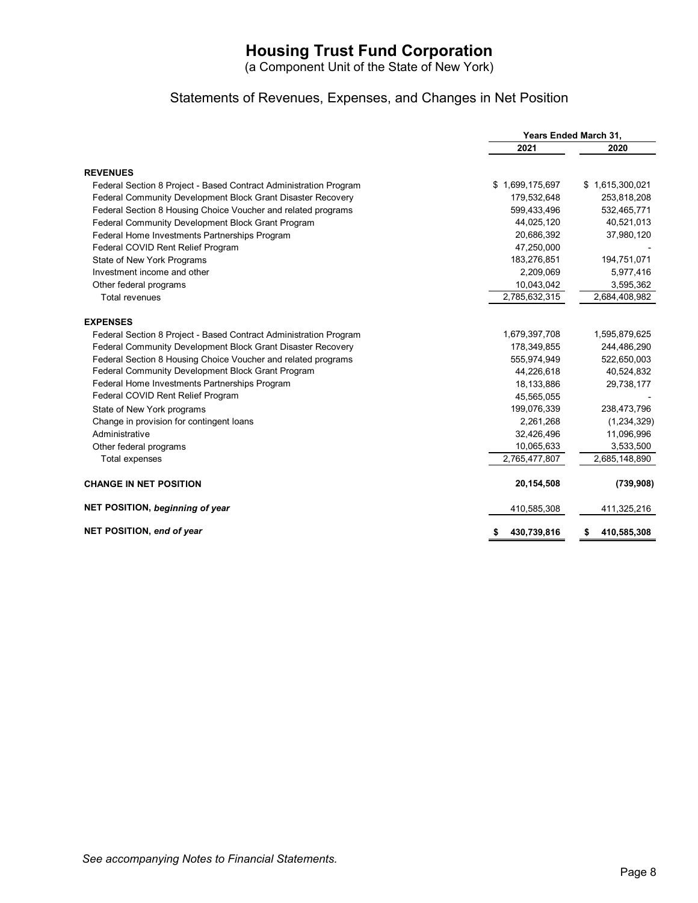# Housing Trust Fund Corporation

(a Component Unit of the State of New York)

## Statements of Revenues, Expenses, and Changes in Net Position

| | Years Ended March 31, | |
|---|---|---|
| | 2021 | 2020 |
| **REVENUES** | | |
| Federal Section 8 Project - Based Contract Administration Program | $ 1,699,175,697 | $ 1,615,300,021 |
| Federal Community Development Block Grant Disaster Recovery | 179,532,648 | 253,818,208 |
| Federal Section 8 Housing Choice Voucher and related programs | 599,433,496 | 532,465,771 |
| Federal Community Development Block Grant Program | 44,025,120 | 40,521,013 |
| Federal Home Investments Partnerships Program | 20,686,392 | 37,980,120 |
| Federal COVID Rent Relief Program | 47,250,000 | - |
| State of New York Programs | 183,276,851 | 194,751,071 |
| Investment income and other | 2,209,069 | 5,977,416 |
| Other federal programs | 10,043,042 | 3,595,362 |
| Total revenues | 2,785,632,315 | 2,684,408,982 |
| **EXPENSES** | | |
| Federal Section 8 Project - Based Contract Administration Program | 1,679,397,708 | 1,595,879,625 |
| Federal Community Development Block Grant Disaster Recovery | 178,349,855 | 244,486,290 |
| Federal Section 8 Housing Choice Voucher and related programs | 555,974,949 | 522,650,003 |
| Federal Community Development Block Grant Program | 44,226,618 | 40,524,832 |
| Federal Home Investments Partnerships Program | 18,133,886 | 29,738,177 |
| Federal COVID Rent Relief Program | 45,565,055 | - |
| State of New York programs | 199,076,339 | 238,473,796 |
| Change in provision for contingent loans | 2,261,268 | (1,234,329) |
| Administrative | 32,426,496 | 11,096,996 |
| Other federal programs | 10,065,633 | 3,533,500 |
| Total expenses | 2,765,477,807 | 2,685,148,890 |
| **CHANGE IN NET POSITION** | **20,154,508** | **(739,908)** |
| **NET POSITION,** ***beginning of year*** | 410,585,308 | 411,325,216 |
| **NET POSITION,** ***end of year*** | **$ 430,739,816** | **$ 410,585,308** |

*See accompanying Notes to Financial Statements.*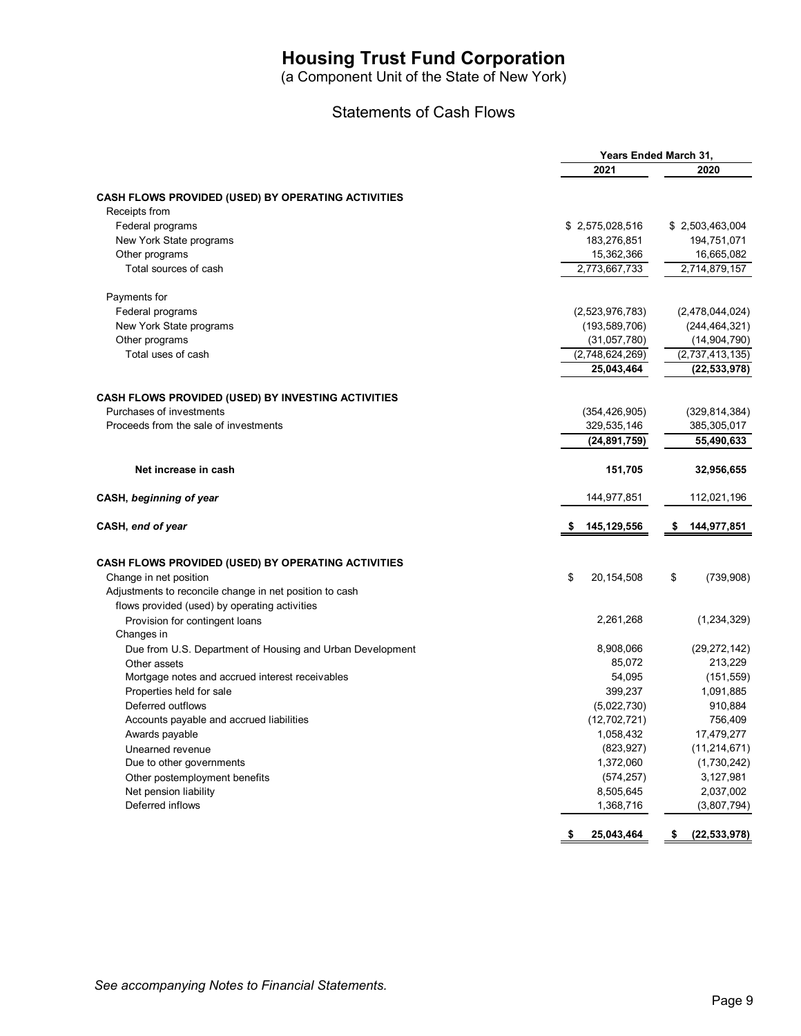# Housing Trust Fund Corporation

(a Component Unit of the State of New York)

## Statements of Cash Flows

| | Years Ended March 31, | |
|---|---|---|
| | 2021 | 2020 |
| **CASH FLOWS PROVIDED (USED) BY OPERATING ACTIVITIES** | | |
| Receipts from | | |
| Federal programs | $ 2,575,028,516 | $ 2,503,463,004 |
| New York State programs | 183,276,851 | 194,751,071 |
| Other programs | 15,362,366 | 16,665,082 |
| Total sources of cash | 2,773,667,733 | 2,714,879,157 |
| Payments for | | |
| Federal programs | (2,523,976,783) | (2,478,044,024) |
| New York State programs | (193,589,706) | (244,464,321) |
| Other programs | (31,057,780) | (14,904,790) |
| Total uses of cash | (2,748,624,269) | (2,737,413,135) |
| | **25,043,464** | **(22,533,978)** |
| **CASH FLOWS PROVIDED (USED) BY INVESTING ACTIVITIES** | | |
| Purchases of investments | (354,426,905) | (329,814,384) |
| Proceeds from the sale of investments | 329,535,146 | 385,305,017 |
| | **(24,891,759)** | **55,490,633** |
| **Net increase in cash** | **151,705** | **32,956,655** |
| ***CASH, beginning of year*** | 144,977,851 | 112,021,196 |
| ***CASH, end of year*** | **$ 145,129,556** | **$ 144,977,851** |
| **CASH FLOWS PROVIDED (USED) BY OPERATING ACTIVITIES** | | |
| Change in net position | $ 20,154,508 | $ (739,908) |
| Adjustments to reconcile change in net position to cash flows provided (used) by operating activities | | |
| Provision for contingent loans | 2,261,268 | (1,234,329) |
| Changes in | | |
| Due from U.S. Department of Housing and Urban Development | 8,908,066 | (29,272,142) |
| Other assets | 85,072 | 213,229 |
| Mortgage notes and accrued interest receivables | 54,095 | (151,559) |
| Properties held for sale | 399,237 | 1,091,885 |
| Deferred outflows | (5,022,730) | 910,884 |
| Accounts payable and accrued liabilities | (12,702,721) | 756,409 |
| Awards payable | 1,058,432 | 17,479,277 |
| Unearned revenue | (823,927) | (11,214,671) |
| Due to other governments | 1,372,060 | (1,730,242) |
| Other postemployment benefits | (574,257) | 3,127,981 |
| Net pension liability | 8,505,645 | 2,037,002 |
| Deferred inflows | 1,368,716 | (3,807,794) |
| | **$ 25,043,464** | **$ (22,533,978)** |

*See accompanying Notes to Financial Statements.*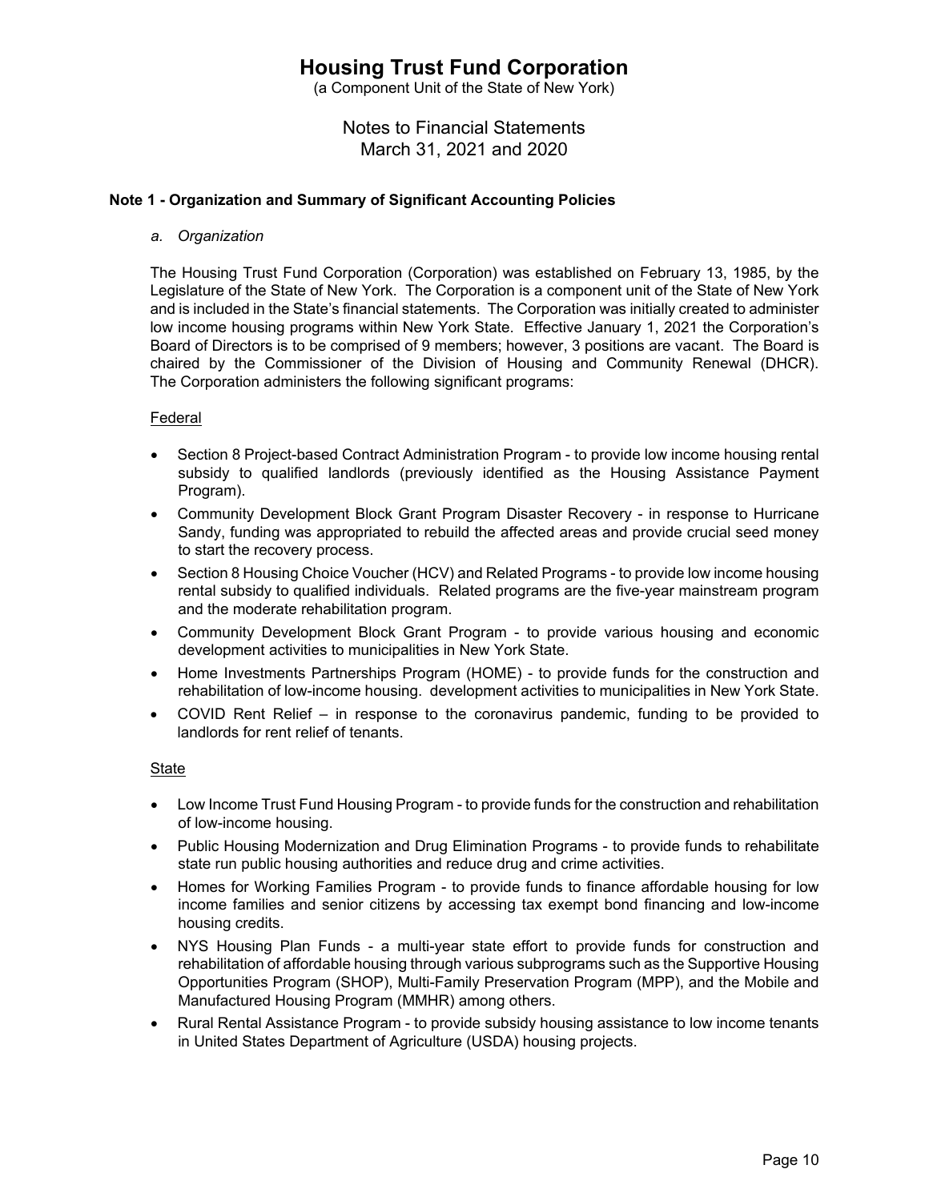# Housing Trust Fund Corporation

(a Component Unit of the State of New York)

Notes to Financial Statements
March 31, 2021 and 2020

**Note 1 - Organization and Summary of Significant Accounting Policies**

*a. Organization*

The Housing Trust Fund Corporation (Corporation) was established on February 13, 1985, by the Legislature of the State of New York. The Corporation is a component unit of the State of New York and is included in the State's financial statements. The Corporation was initially created to administer low income housing programs within New York State. Effective January 1, 2021 the Corporation's Board of Directors is to be comprised of 9 members; however, 3 positions are vacant. The Board is chaired by the Commissioner of the Division of Housing and Community Renewal (DHCR). The Corporation administers the following significant programs:

Federal

- Section 8 Project-based Contract Administration Program - to provide low income housing rental subsidy to qualified landlords (previously identified as the Housing Assistance Payment Program).
- Community Development Block Grant Program Disaster Recovery - in response to Hurricane Sandy, funding was appropriated to rebuild the affected areas and provide crucial seed money to start the recovery process.
- Section 8 Housing Choice Voucher (HCV) and Related Programs - to provide low income housing rental subsidy to qualified individuals. Related programs are the five-year mainstream program and the moderate rehabilitation program.
- Community Development Block Grant Program - to provide various housing and economic development activities to municipalities in New York State.
- Home Investments Partnerships Program (HOME) - to provide funds for the construction and rehabilitation of low-income housing. development activities to municipalities in New York State.
- COVID Rent Relief – in response to the coronavirus pandemic, funding to be provided to landlords for rent relief of tenants.

State

- Low Income Trust Fund Housing Program - to provide funds for the construction and rehabilitation of low-income housing.
- Public Housing Modernization and Drug Elimination Programs - to provide funds to rehabilitate state run public housing authorities and reduce drug and crime activities.
- Homes for Working Families Program - to provide funds to finance affordable housing for low income families and senior citizens by accessing tax exempt bond financing and low-income housing credits.
- NYS Housing Plan Funds - a multi-year state effort to provide funds for construction and rehabilitation of affordable housing through various subprograms such as the Supportive Housing Opportunities Program (SHOP), Multi-Family Preservation Program (MPP), and the Mobile and Manufactured Housing Program (MMHR) among others.
- Rural Rental Assistance Program - to provide subsidy housing assistance to low income tenants in United States Department of Agriculture (USDA) housing projects.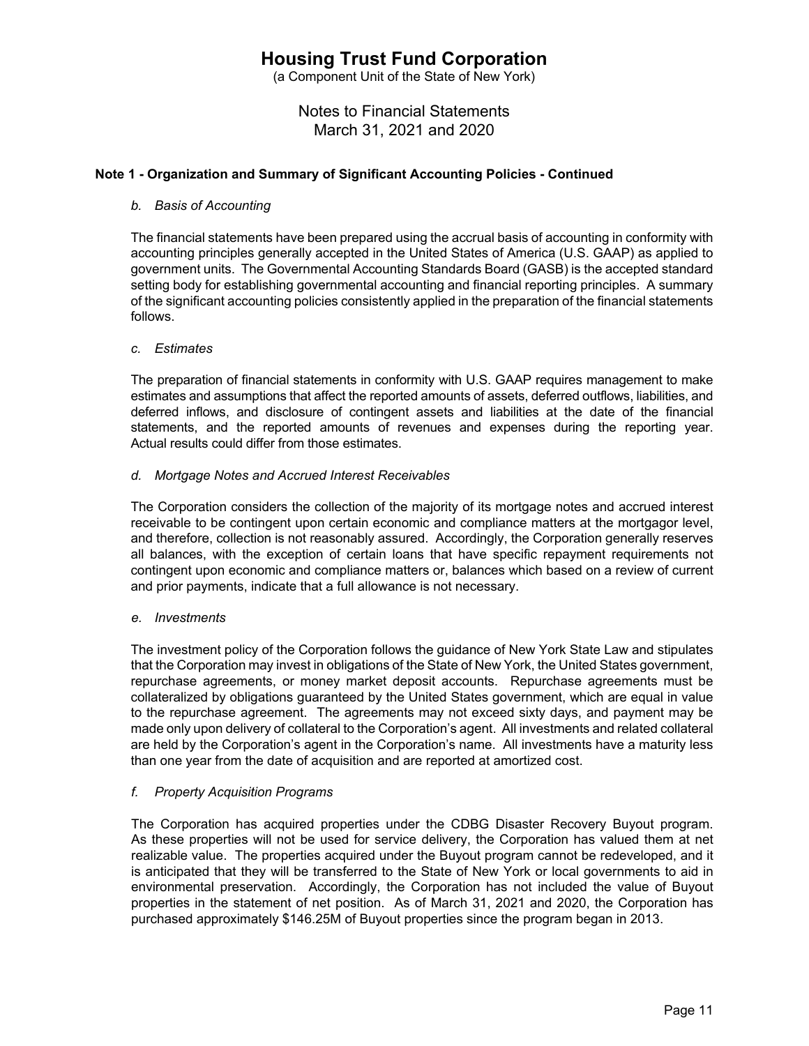# Housing Trust Fund Corporation

(a Component Unit of the State of New York)

Notes to Financial Statements
March 31, 2021 and 2020

**Note 1 - Organization and Summary of Significant Accounting Policies - Continued**

*b. Basis of Accounting*

The financial statements have been prepared using the accrual basis of accounting in conformity with accounting principles generally accepted in the United States of America (U.S. GAAP) as applied to government units. The Governmental Accounting Standards Board (GASB) is the accepted standard setting body for establishing governmental accounting and financial reporting principles. A summary of the significant accounting policies consistently applied in the preparation of the financial statements follows.

*c. Estimates*

The preparation of financial statements in conformity with U.S. GAAP requires management to make estimates and assumptions that affect the reported amounts of assets, deferred outflows, liabilities, and deferred inflows, and disclosure of contingent assets and liabilities at the date of the financial statements, and the reported amounts of revenues and expenses during the reporting year. Actual results could differ from those estimates.

*d. Mortgage Notes and Accrued Interest Receivables*

The Corporation considers the collection of the majority of its mortgage notes and accrued interest receivable to be contingent upon certain economic and compliance matters at the mortgagor level, and therefore, collection is not reasonably assured. Accordingly, the Corporation generally reserves all balances, with the exception of certain loans that have specific repayment requirements not contingent upon economic and compliance matters or, balances which based on a review of current and prior payments, indicate that a full allowance is not necessary.

*e. Investments*

The investment policy of the Corporation follows the guidance of New York State Law and stipulates that the Corporation may invest in obligations of the State of New York, the United States government, repurchase agreements, or money market deposit accounts. Repurchase agreements must be collateralized by obligations guaranteed by the United States government, which are equal in value to the repurchase agreement. The agreements may not exceed sixty days, and payment may be made only upon delivery of collateral to the Corporation's agent. All investments and related collateral are held by the Corporation's agent in the Corporation's name. All investments have a maturity less than one year from the date of acquisition and are reported at amortized cost.

*f. Property Acquisition Programs*

The Corporation has acquired properties under the CDBG Disaster Recovery Buyout program. As these properties will not be used for service delivery, the Corporation has valued them at net realizable value. The properties acquired under the Buyout program cannot be redeveloped, and it is anticipated that they will be transferred to the State of New York or local governments to aid in environmental preservation. Accordingly, the Corporation has not included the value of Buyout properties in the statement of net position. As of March 31, 2021 and 2020, the Corporation has purchased approximately $146.25M of Buyout properties since the program began in 2013.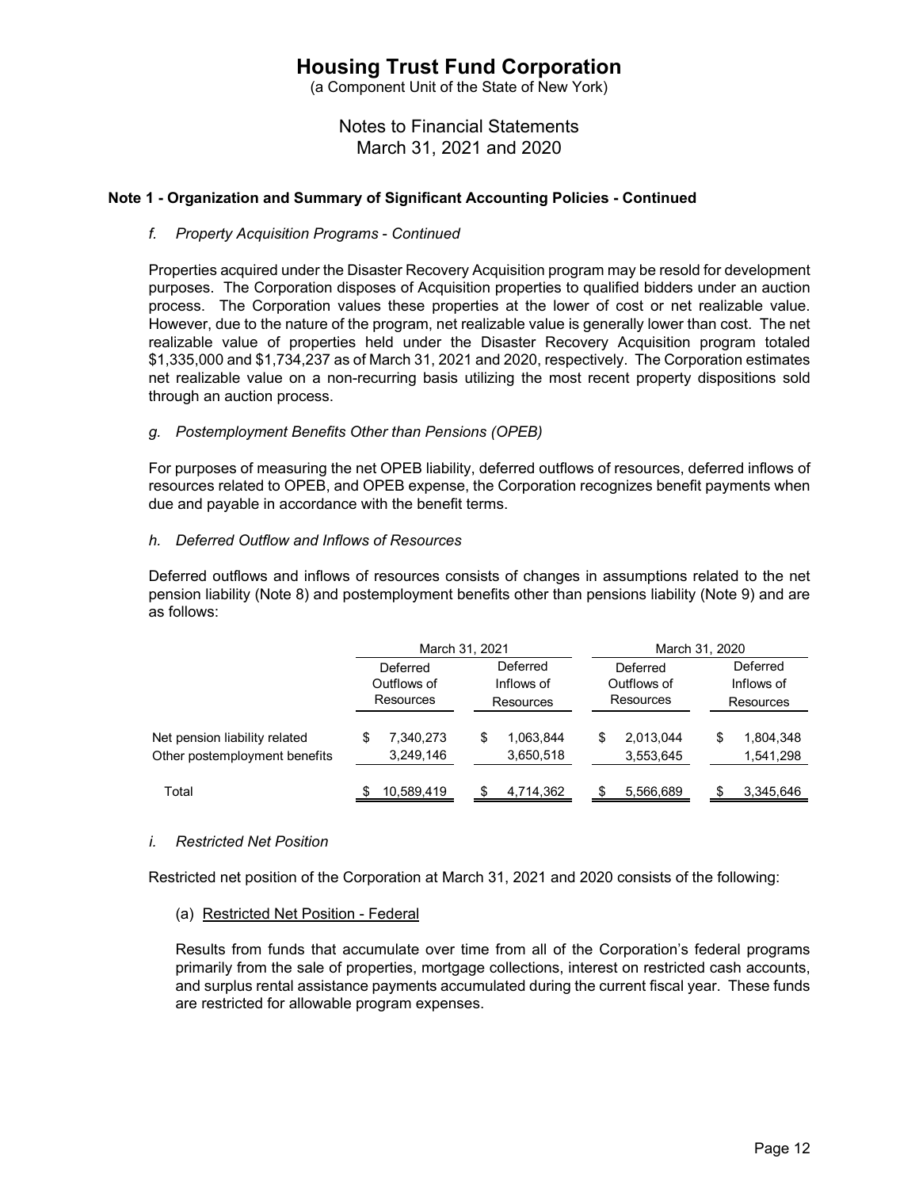# Housing Trust Fund Corporation

(a Component Unit of the State of New York)

Notes to Financial Statements
March 31, 2021 and 2020

### Note 1 - Organization and Summary of Significant Accounting Policies - Continued

*f. Property Acquisition Programs - Continued*

Properties acquired under the Disaster Recovery Acquisition program may be resold for development purposes. The Corporation disposes of Acquisition properties to qualified bidders under an auction process. The Corporation values these properties at the lower of cost or net realizable value. However, due to the nature of the program, net realizable value is generally lower than cost. The net realizable value of properties held under the Disaster Recovery Acquisition program totaled $1,335,000 and $1,734,237 as of March 31, 2021 and 2020, respectively. The Corporation estimates net realizable value on a non-recurring basis utilizing the most recent property dispositions sold through an auction process.

*g. Postemployment Benefits Other than Pensions (OPEB)*

For purposes of measuring the net OPEB liability, deferred outflows of resources, deferred inflows of resources related to OPEB, and OPEB expense, the Corporation recognizes benefit payments when due and payable in accordance with the benefit terms.

*h. Deferred Outflow and Inflows of Resources*

Deferred outflows and inflows of resources consists of changes in assumptions related to the net pension liability (Note 8) and postemployment benefits other than pensions liability (Note 9) and are as follows:

| | March 31, 2021 | | March 31, 2020 | |
|---|---|---|---|---|
| | Deferred Outflows of Resources | Deferred Inflows of Resources | Deferred Outflows of Resources | Deferred Inflows of Resources |
| Net pension liability related | $ 7,340,273 | $ 1,063,844 | $ 2,013,044 | $ 1,804,348 |
| Other postemployment benefits | 3,249,146 | 3,650,518 | 3,553,645 | 1,541,298 |
| Total | $ 10,589,419 | $ 4,714,362 | $ 5,566,689 | $ 3,345,646 |

*i. Restricted Net Position*

Restricted net position of the Corporation at March 31, 2021 and 2020 consists of the following:

(a) Restricted Net Position - Federal

Results from funds that accumulate over time from all of the Corporation's federal programs primarily from the sale of properties, mortgage collections, interest on restricted cash accounts, and surplus rental assistance payments accumulated during the current fiscal year. These funds are restricted for allowable program expenses.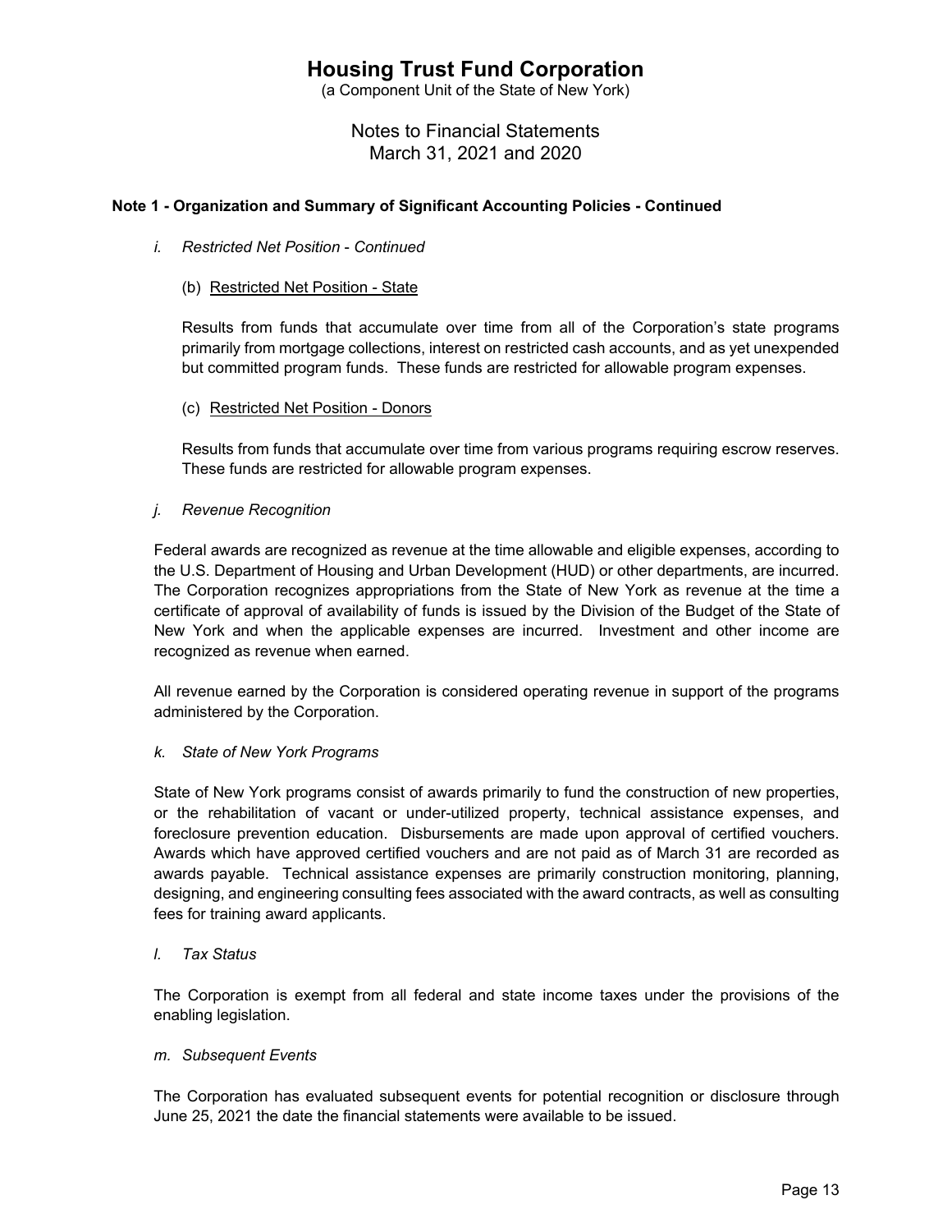# Housing Trust Fund Corporation

(a Component Unit of the State of New York)

Notes to Financial Statements
March 31, 2021 and 2020

**Note 1 - Organization and Summary of Significant Accounting Policies - Continued**

*i. Restricted Net Position - Continued*

(b) Restricted Net Position - State

Results from funds that accumulate over time from all of the Corporation's state programs primarily from mortgage collections, interest on restricted cash accounts, and as yet unexpended but committed program funds. These funds are restricted for allowable program expenses.

(c) Restricted Net Position - Donors

Results from funds that accumulate over time from various programs requiring escrow reserves. These funds are restricted for allowable program expenses.

*j. Revenue Recognition*

Federal awards are recognized as revenue at the time allowable and eligible expenses, according to the U.S. Department of Housing and Urban Development (HUD) or other departments, are incurred. The Corporation recognizes appropriations from the State of New York as revenue at the time a certificate of approval of availability of funds is issued by the Division of the Budget of the State of New York and when the applicable expenses are incurred. Investment and other income are recognized as revenue when earned.

All revenue earned by the Corporation is considered operating revenue in support of the programs administered by the Corporation.

*k. State of New York Programs*

State of New York programs consist of awards primarily to fund the construction of new properties, or the rehabilitation of vacant or under-utilized property, technical assistance expenses, and foreclosure prevention education. Disbursements are made upon approval of certified vouchers. Awards which have approved certified vouchers and are not paid as of March 31 are recorded as awards payable. Technical assistance expenses are primarily construction monitoring, planning, designing, and engineering consulting fees associated with the award contracts, as well as consulting fees for training award applicants.

*l. Tax Status*

The Corporation is exempt from all federal and state income taxes under the provisions of the enabling legislation.

*m. Subsequent Events*

The Corporation has evaluated subsequent events for potential recognition or disclosure through June 25, 2021 the date the financial statements were available to be issued.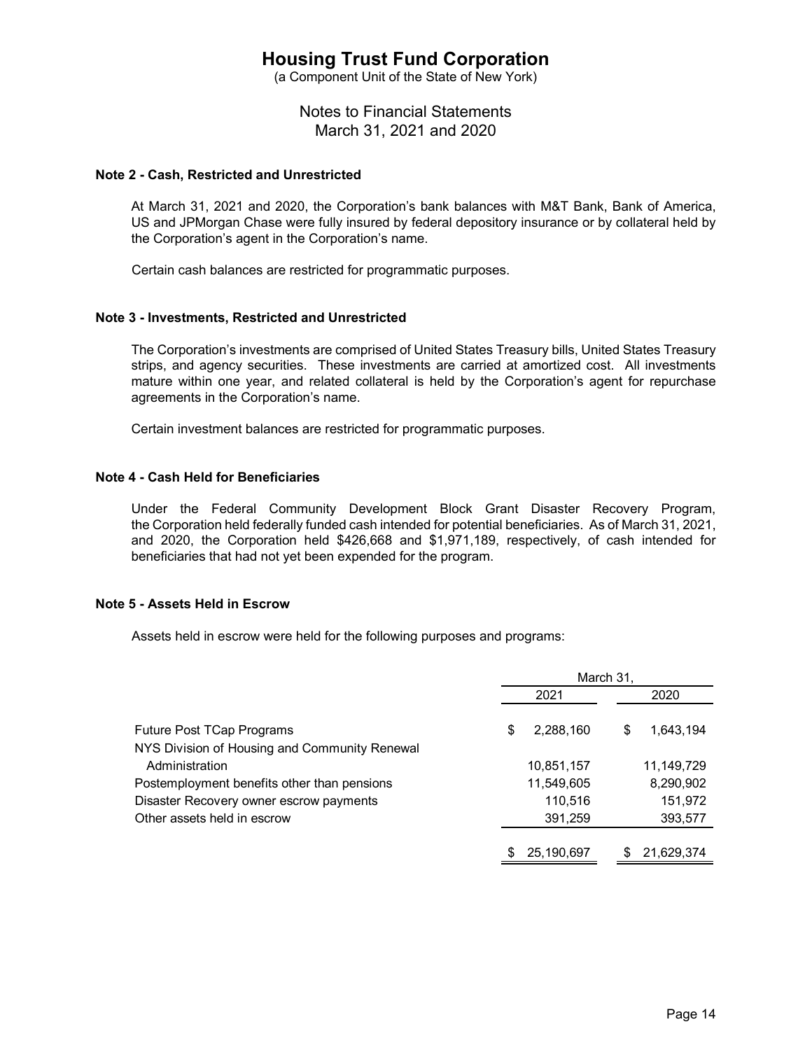# Housing Trust Fund Corporation

(a Component Unit of the State of New York)

Notes to Financial Statements
March 31, 2021 and 2020

**Note 2 - Cash, Restricted and Unrestricted**

At March 31, 2021 and 2020, the Corporation's bank balances with M&T Bank, Bank of America, US and JPMorgan Chase were fully insured by federal depository insurance or by collateral held by the Corporation's agent in the Corporation's name.

Certain cash balances are restricted for programmatic purposes.

**Note 3 - Investments, Restricted and Unrestricted**

The Corporation's investments are comprised of United States Treasury bills, United States Treasury strips, and agency securities. These investments are carried at amortized cost. All investments mature within one year, and related collateral is held by the Corporation's agent for repurchase agreements in the Corporation's name.

Certain investment balances are restricted for programmatic purposes.

**Note 4 - Cash Held for Beneficiaries**

Under the Federal Community Development Block Grant Disaster Recovery Program, the Corporation held federally funded cash intended for potential beneficiaries. As of March 31, 2021, and 2020, the Corporation held $426,668 and $1,971,189, respectively, of cash intended for beneficiaries that had not yet been expended for the program.

**Note 5 - Assets Held in Escrow**

Assets held in escrow were held for the following purposes and programs:

| | March 31, 2021 | March 31, 2020 |
|---|---|---|
| Future Post TCap Programs | $ 2,288,160 | $ 1,643,194 |
| NYS Division of Housing and Community Renewal Administration | 10,851,157 | 11,149,729 |
| Postemployment benefits other than pensions | 11,549,605 | 8,290,902 |
| Disaster Recovery owner escrow payments | 110,516 | 151,972 |
| Other assets held in escrow | 391,259 | 393,577 |
| | $ 25,190,697 | $ 21,629,374 |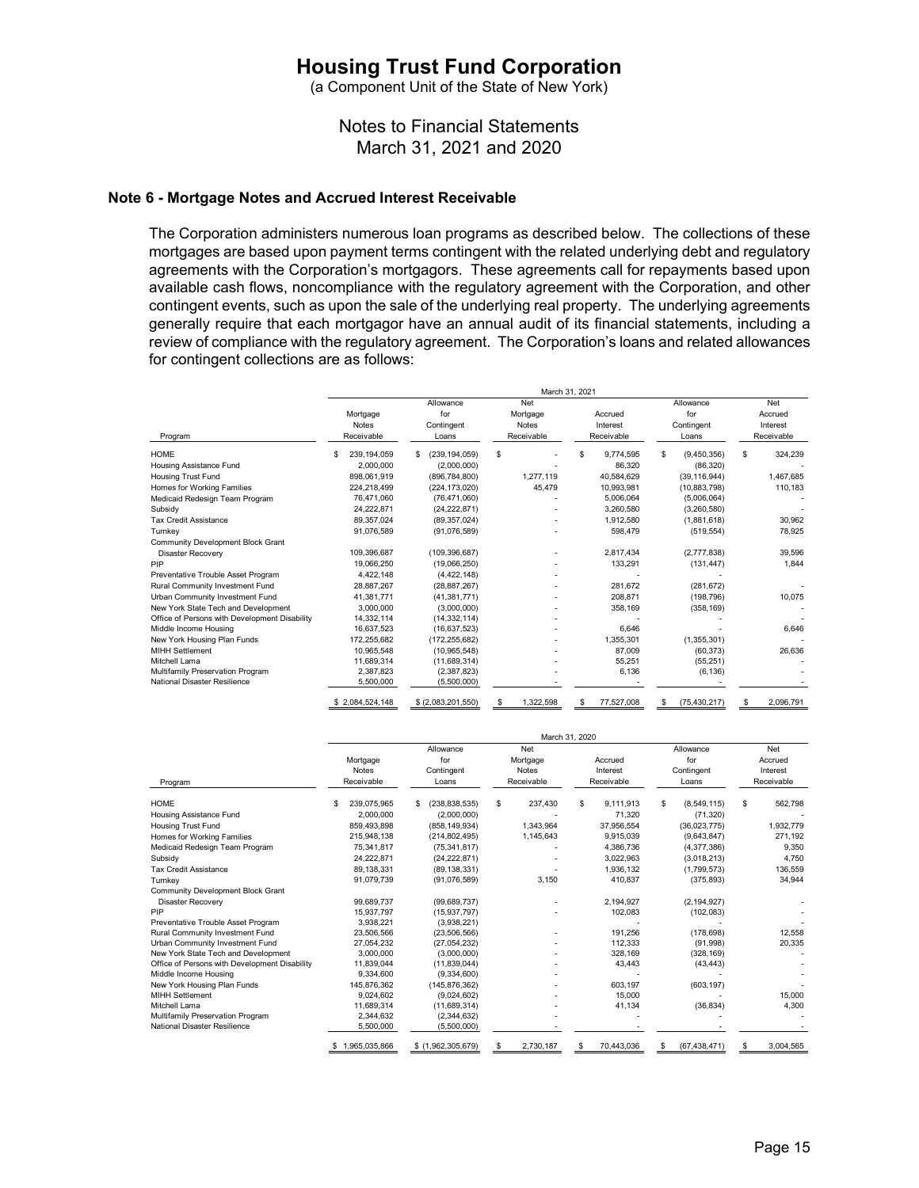# Housing Trust Fund Corporation

(a Component Unit of the State of New York)

Notes to Financial Statements
March 31, 2021 and 2020

## Note 6 - Mortgage Notes and Accrued Interest Receivable

The Corporation administers numerous loan programs as described below. The collections of these mortgages are based upon payment terms contingent with the related underlying debt and regulatory agreements with the Corporation's mortgagors. These agreements call for repayments based upon available cash flows, noncompliance with the regulatory agreement with the Corporation, and other contingent events, such as upon the sale of the underlying real property. The underlying agreements generally require that each mortgagor have an annual audit of its financial statements, including a review of compliance with the regulatory agreement. The Corporation's loans and related allowances for contingent collections are as follows:

| | March 31, 2021 | | | | | |
|---|---|---|---|---|---|---|
| Program | Mortgage Notes Receivable | Allowance for Contingent Loans | Net Mortgage Notes Receivable | Accrued Interest Receivable | Allowance for Contingent Loans | Net Accrued Interest Receivable |
| HOME | $ 239,194,059 | $ (239,194,059) | $ - | $ 9,774,595 | $ (9,450,356) | $ 324,239 |
| Housing Assistance Fund | 2,000,000 | (2,000,000) | - | 86,320 | (86,320) | - |
| Housing Trust Fund | 898,061,919 | (896,784,800) | 1,277,119 | 40,584,629 | (39,116,944) | 1,467,685 |
| Homes for Working Families | 224,218,499 | (224,173,020) | 45,479 | 10,993,981 | (10,883,798) | 110,183 |
| Medicaid Redesign Team Program | 76,471,060 | (76,471,060) | - | 5,006,064 | (5,006,064) | - |
| Subsidy | 24,222,871 | (24,222,871) | - | 3,260,580 | (3,260,580) | - |
| Tax Credit Assistance | 89,357,024 | (89,357,024) | - | 1,912,580 | (1,881,618) | 30,962 |
| Turnkey | 91,076,589 | (91,076,589) | - | 598,479 | (519,554) | 78,925 |
| Community Development Block Grant Disaster Recovery | 109,396,687 | (109,396,687) | - | 2,817,434 | (2,777,838) | 39,596 |
| PIP | 19,066,250 | (19,066,250) | - | 133,291 | (131,447) | 1,844 |
| Preventative Trouble Asset Program | 4,422,148 | (4,422,148) | - | - | - | - |
| Rural Community Investment Fund | 28,887,267 | (28,887,267) | - | 281,672 | (281,672) | - |
| Urban Community Investment Fund | 41,381,771 | (41,381,771) | - | 208,871 | (198,796) | 10,075 |
| New York State Tech and Development | 3,000,000 | (3,000,000) | - | 358,169 | (358,169) | - |
| Office of Persons with Development Disability | 14,332,114 | (14,332,114) | - | - | - | - |
| Middle Income Housing | 16,637,523 | (16,637,523) | - | 6,646 | - | 6,646 |
| New York Housing Plan Funds | 172,255,682 | (172,255,682) | - | 1,355,301 | (1,355,301) | - |
| MIHH Settlement | 10,965,548 | (10,965,548) | - | 87,009 | (60,373) | 26,636 |
| Mitchell Lama | 11,689,314 | (11,689,314) | - | 55,251 | (55,251) | - |
| Multifamily Preservation Program | 2,387,823 | (2,387,823) | - | 6,136 | (6,136) | - |
| National Disaster Resilience | 5,500,000 | (5,500,000) | - | - | - | - |
| | $ 2,084,524,148 | $ (2,083,201,550) | $ 1,322,598 | $ 77,527,008 | $ (75,430,217) | $ 2,096,791 |

| | March 31, 2020 | | | | | |
|---|---|---|---|---|---|---|
| Program | Mortgage Notes Receivable | Allowance for Contingent Loans | Net Mortgage Notes Receivable | Accrued Interest Receivable | Allowance for Contingent Loans | Net Accrued Interest Receivable |
| HOME | $ 239,075,965 | $ (238,838,535) | $ 237,430 | $ 9,111,913 | $ (8,549,115) | $ 562,798 |
| Housing Assistance Fund | 2,000,000 | (2,000,000) | - | 71,320 | (71,320) | - |
| Housing Trust Fund | 859,493,898 | (858,149,934) | 1,343,964 | 37,956,554 | (36,023,775) | 1,932,779 |
| Homes for Working Families | 215,948,138 | (214,802,495) | 1,145,643 | 9,915,039 | (9,643,847) | 271,192 |
| Medicaid Redesign Team Program | 75,341,817 | (75,341,817) | - | 4,386,736 | (4,377,386) | 9,350 |
| Subsidy | 24,222,871 | (24,222,871) | - | 3,022,963 | (3,018,213) | 4,750 |
| Tax Credit Assistance | 89,138,331 | (89,138,331) | - | 1,936,132 | (1,799,573) | 136,559 |
| Turnkey | 91,079,739 | (91,076,589) | 3,150 | 410,837 | (375,893) | 34,944 |
| Community Development Block Grant Disaster Recovery | 99,689,737 | (99,689,737) | - | 2,194,927 | (2,194,927) | - |
| PIP | 15,937,797 | (15,937,797) | - | 102,083 | (102,083) | - |
| Preventative Trouble Asset Program | 3,938,221 | (3,938,221) | - | - | - | - |
| Rural Community Investment Fund | 23,506,566 | (23,506,566) | - | 191,256 | (178,698) | 12,558 |
| Urban Community Investment Fund | 27,054,232 | (27,054,232) | - | 112,333 | (91,998) | 20,335 |
| New York State Tech and Development | 3,000,000 | (3,000,000) | - | 328,169 | (328,169) | - |
| Office of Persons with Development Disability | 11,839,044 | (11,839,044) | - | 43,443 | (43,443) | - |
| Middle Income Housing | 9,334,600 | (9,334,600) | - | - | - | - |
| New York Housing Plan Funds | 145,876,362 | (145,876,362) | - | 603,197 | (603,197) | - |
| MIHH Settlement | 9,024,602 | (9,024,602) | - | 15,000 | - | 15,000 |
| Mitchell Lama | 11,689,314 | (11,689,314) | - | 41,134 | (36,834) | 4,300 |
| Multifamily Preservation Program | 2,344,632 | (2,344,632) | - | - | - | - |
| National Disaster Resilience | 5,500,000 | (5,500,000) | - | - | - | - |
| | $ 1,965,035,866 | $ (1,962,305,679) | $ 2,730,187 | $ 70,443,036 | $ (67,438,471) | $ 3,004,565 |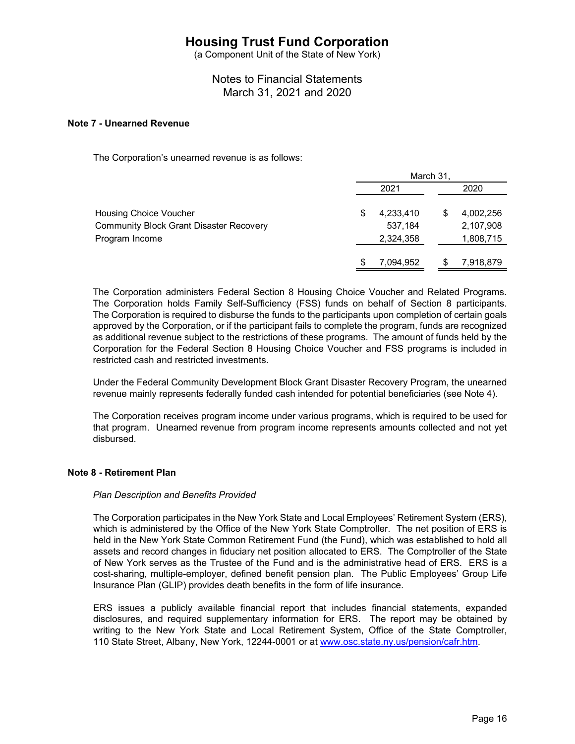# Housing Trust Fund Corporation

(a Component Unit of the State of New York)

Notes to Financial Statements
March 31, 2021 and 2020

**Note 7 - Unearned Revenue**

The Corporation's unearned revenue is as follows:

| | March 31, | |
|---|---|---|
| | 2021 | 2020 |
| Housing Choice Voucher | $ 4,233,410 | $ 4,002,256 |
| Community Block Grant Disaster Recovery | 537,184 | 2,107,908 |
| Program Income | 2,324,358 | 1,808,715 |
| | $ 7,094,952 | $ 7,918,879 |

The Corporation administers Federal Section 8 Housing Choice Voucher and Related Programs. The Corporation holds Family Self-Sufficiency (FSS) funds on behalf of Section 8 participants. The Corporation is required to disburse the funds to the participants upon completion of certain goals approved by the Corporation, or if the participant fails to complete the program, funds are recognized as additional revenue subject to the restrictions of these programs. The amount of funds held by the Corporation for the Federal Section 8 Housing Choice Voucher and FSS programs is included in restricted cash and restricted investments.

Under the Federal Community Development Block Grant Disaster Recovery Program, the unearned revenue mainly represents federally funded cash intended for potential beneficiaries (see Note 4).

The Corporation receives program income under various programs, which is required to be used for that program. Unearned revenue from program income represents amounts collected and not yet disbursed.

**Note 8 - Retirement Plan**

*Plan Description and Benefits Provided*

The Corporation participates in the New York State and Local Employees' Retirement System (ERS), which is administered by the Office of the New York State Comptroller. The net position of ERS is held in the New York State Common Retirement Fund (the Fund), which was established to hold all assets and record changes in fiduciary net position allocated to ERS. The Comptroller of the State of New York serves as the Trustee of the Fund and is the administrative head of ERS. ERS is a cost-sharing, multiple-employer, defined benefit pension plan. The Public Employees' Group Life Insurance Plan (GLIP) provides death benefits in the form of life insurance.

ERS issues a publicly available financial report that includes financial statements, expanded disclosures, and required supplementary information for ERS. The report may be obtained by writing to the New York State and Local Retirement System, Office of the State Comptroller, 110 State Street, Albany, New York, 12244-0001 or at www.osc.state.ny.us/pension/cafr.htm.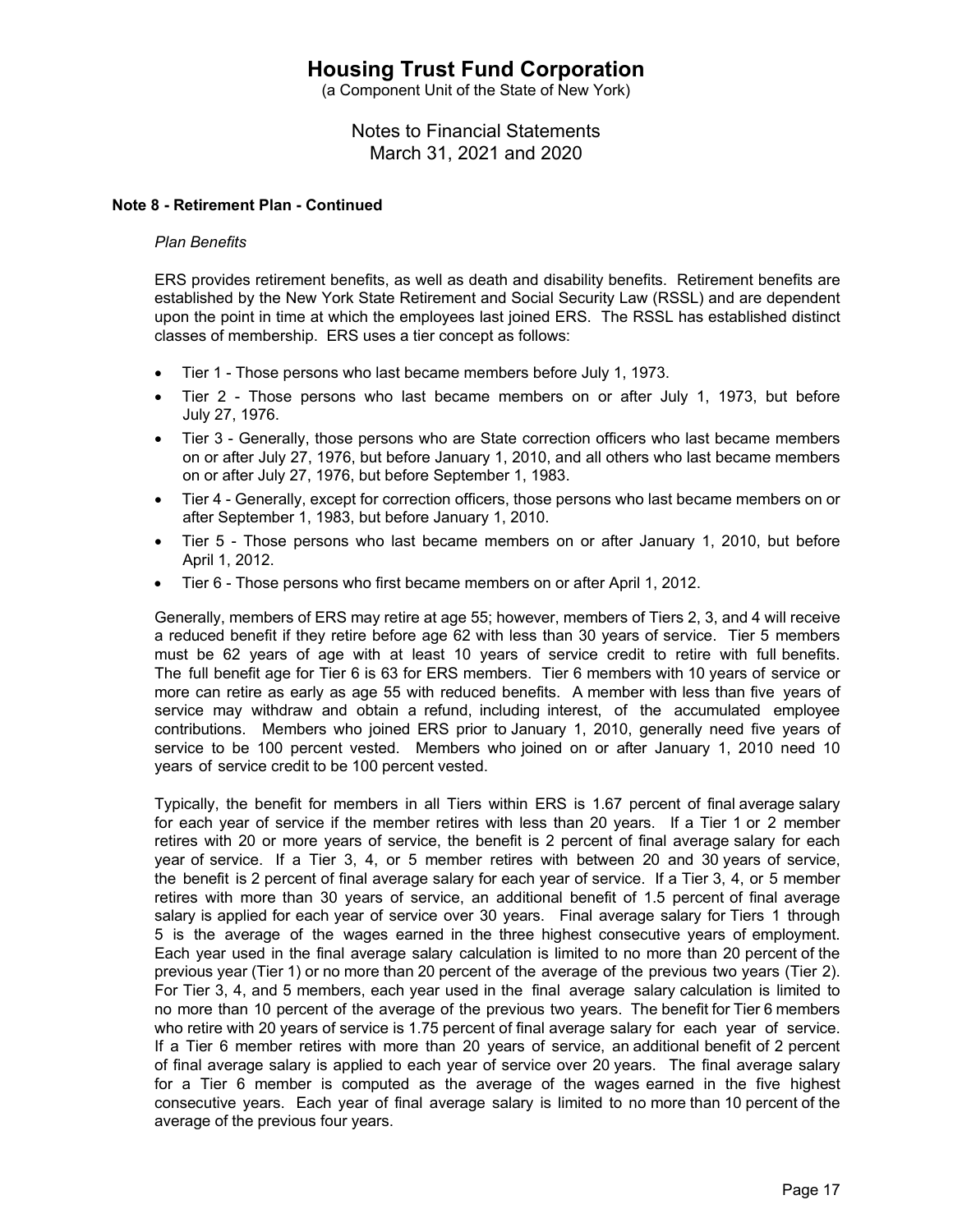# Housing Trust Fund Corporation

(a Component Unit of the State of New York)

Notes to Financial Statements
March 31, 2021 and 2020

**Note 8 - Retirement Plan - Continued**

*Plan Benefits*

ERS provides retirement benefits, as well as death and disability benefits. Retirement benefits are established by the New York State Retirement and Social Security Law (RSSL) and are dependent upon the point in time at which the employees last joined ERS. The RSSL has established distinct classes of membership. ERS uses a tier concept as follows:

- Tier 1 - Those persons who last became members before July 1, 1973.
- Tier 2 - Those persons who last became members on or after July 1, 1973, but before July 27, 1976.
- Tier 3 - Generally, those persons who are State correction officers who last became members on or after July 27, 1976, but before January 1, 2010, and all others who last became members on or after July 27, 1976, but before September 1, 1983.
- Tier 4 - Generally, except for correction officers, those persons who last became members on or after September 1, 1983, but before January 1, 2010.
- Tier 5 - Those persons who last became members on or after January 1, 2010, but before April 1, 2012.
- Tier 6 - Those persons who first became members on or after April 1, 2012.

Generally, members of ERS may retire at age 55; however, members of Tiers 2, 3, and 4 will receive a reduced benefit if they retire before age 62 with less than 30 years of service. Tier 5 members must be 62 years of age with at least 10 years of service credit to retire with full benefits. The full benefit age for Tier 6 is 63 for ERS members. Tier 6 members with 10 years of service or more can retire as early as age 55 with reduced benefits. A member with less than five years of service may withdraw and obtain a refund, including interest, of the accumulated employee contributions. Members who joined ERS prior to January 1, 2010, generally need five years of service to be 100 percent vested. Members who joined on or after January 1, 2010 need 10 years of service credit to be 100 percent vested.

Typically, the benefit for members in all Tiers within ERS is 1.67 percent of final average salary for each year of service if the member retires with less than 20 years. If a Tier 1 or 2 member retires with 20 or more years of service, the benefit is 2 percent of final average salary for each year of service. If a Tier 3, 4, or 5 member retires with between 20 and 30 years of service, the benefit is 2 percent of final average salary for each year of service. If a Tier 3, 4, or 5 member retires with more than 30 years of service, an additional benefit of 1.5 percent of final average salary is applied for each year of service over 30 years. Final average salary for Tiers 1 through 5 is the average of the wages earned in the three highest consecutive years of employment. Each year used in the final average salary calculation is limited to no more than 20 percent of the previous year (Tier 1) or no more than 20 percent of the average of the previous two years (Tier 2). For Tier 3, 4, and 5 members, each year used in the final average salary calculation is limited to no more than 10 percent of the average of the previous two years. The benefit for Tier 6 members who retire with 20 years of service is 1.75 percent of final average salary for each year of service. If a Tier 6 member retires with more than 20 years of service, an additional benefit of 2 percent of final average salary is applied to each year of service over 20 years. The final average salary for a Tier 6 member is computed as the average of the wages earned in the five highest consecutive years. Each year of final average salary is limited to no more than 10 percent of the average of the previous four years.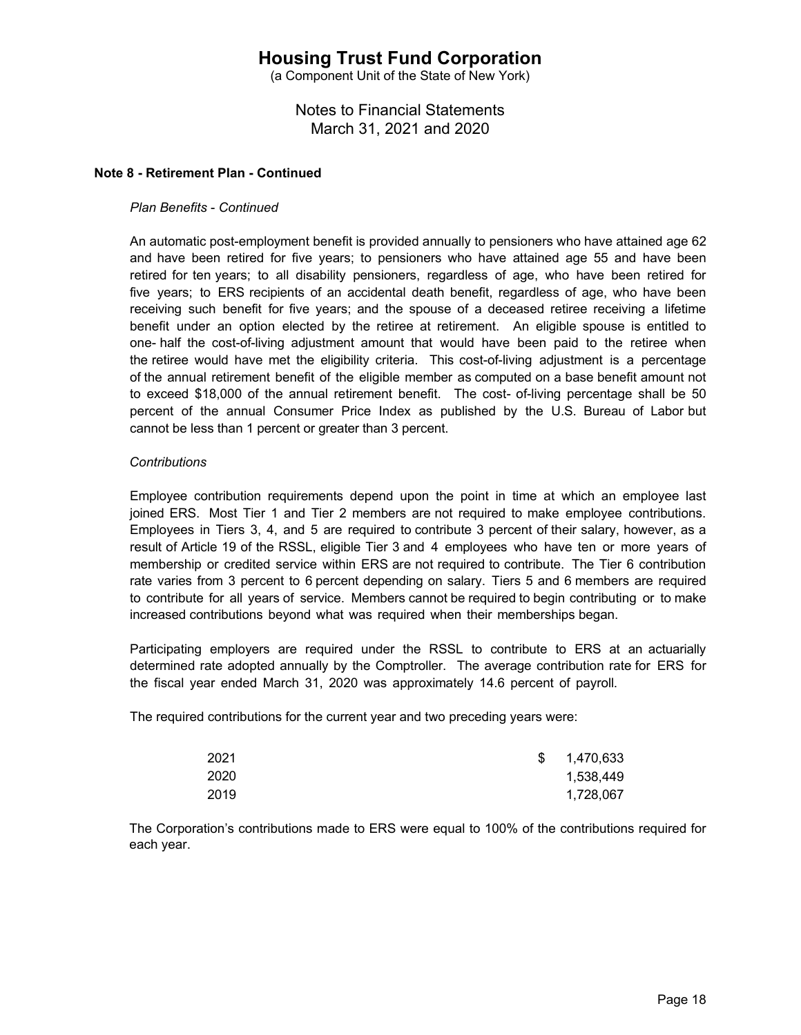# Housing Trust Fund Corporation

(a Component Unit of the State of New York)

Notes to Financial Statements
March 31, 2021 and 2020

**Note 8 - Retirement Plan - Continued**

*Plan Benefits - Continued*

An automatic post-employment benefit is provided annually to pensioners who have attained age 62 and have been retired for five years; to pensioners who have attained age 55 and have been retired for ten years; to all disability pensioners, regardless of age, who have been retired for five years; to ERS recipients of an accidental death benefit, regardless of age, who have been receiving such benefit for five years; and the spouse of a deceased retiree receiving a lifetime benefit under an option elected by the retiree at retirement. An eligible spouse is entitled to one- half the cost-of-living adjustment amount that would have been paid to the retiree when the retiree would have met the eligibility criteria. This cost-of-living adjustment is a percentage of the annual retirement benefit of the eligible member as computed on a base benefit amount not to exceed $18,000 of the annual retirement benefit. The cost- of-living percentage shall be 50 percent of the annual Consumer Price Index as published by the U.S. Bureau of Labor but cannot be less than 1 percent or greater than 3 percent.

*Contributions*

Employee contribution requirements depend upon the point in time at which an employee last joined ERS. Most Tier 1 and Tier 2 members are not required to make employee contributions. Employees in Tiers 3, 4, and 5 are required to contribute 3 percent of their salary, however, as a result of Article 19 of the RSSL, eligible Tier 3 and 4 employees who have ten or more years of membership or credited service within ERS are not required to contribute. The Tier 6 contribution rate varies from 3 percent to 6 percent depending on salary. Tiers 5 and 6 members are required to contribute for all years of service. Members cannot be required to begin contributing or to make increased contributions beyond what was required when their memberships began.

Participating employers are required under the RSSL to contribute to ERS at an actuarially determined rate adopted annually by the Comptroller. The average contribution rate for ERS for the fiscal year ended March 31, 2020 was approximately 14.6 percent of payroll.

The required contributions for the current year and two preceding years were:

| | |
|---|---|
| 2021 | $ 1,470,633 |
| 2020 | 1,538,449 |
| 2019 | 1,728,067 |

The Corporation's contributions made to ERS were equal to 100% of the contributions required for each year.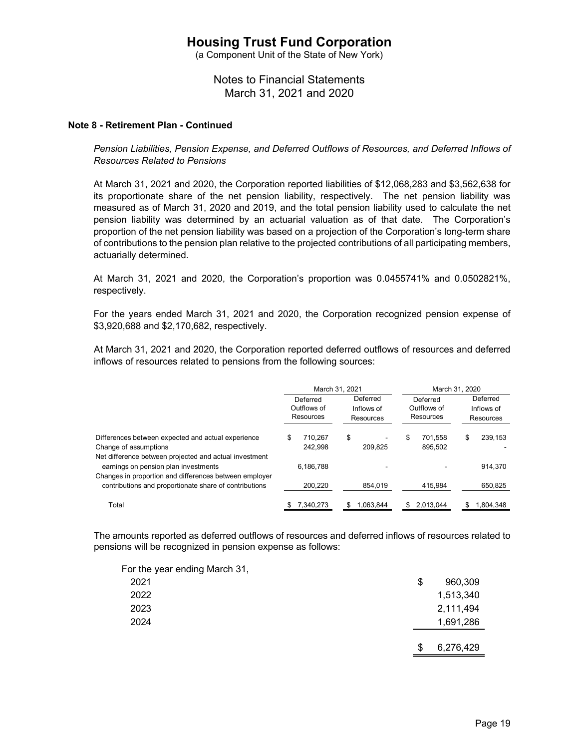# Housing Trust Fund Corporation

(a Component Unit of the State of New York)

Notes to Financial Statements
March 31, 2021 and 2020

**Note 8 - Retirement Plan - Continued**

*Pension Liabilities, Pension Expense, and Deferred Outflows of Resources, and Deferred Inflows of Resources Related to Pensions*

At March 31, 2021 and 2020, the Corporation reported liabilities of $12,068,283 and $3,562,638 for its proportionate share of the net pension liability, respectively. The net pension liability was measured as of March 31, 2020 and 2019, and the total pension liability used to calculate the net pension liability was determined by an actuarial valuation as of that date. The Corporation's proportion of the net pension liability was based on a projection of the Corporation's long-term share of contributions to the pension plan relative to the projected contributions of all participating members, actuarially determined.

At March 31, 2021 and 2020, the Corporation's proportion was 0.0455741% and 0.0502821%, respectively.

For the years ended March 31, 2021 and 2020, the Corporation recognized pension expense of $3,920,688 and $2,170,682, respectively.

At March 31, 2021 and 2020, the Corporation reported deferred outflows of resources and deferred inflows of resources related to pensions from the following sources:

| | March 31, 2021 | | March 31, 2020 | |
|---|---|---|---|---|
| | Deferred Outflows of Resources | Deferred Inflows of Resources | Deferred Outflows of Resources | Deferred Inflows of Resources |
| Differences between expected and actual experience | $ 710,267 | $ - | $ 701,558 | $ 239,153 |
| Change of assumptions | 242,998 | 209,825 | 895,502 | - |
| Net difference between projected and actual investment earnings on pension plan investments | 6,186,788 | - | - | 914,370 |
| Changes in proportion and differences between employer contributions and proportionate share of contributions | 200,220 | 854,019 | 415,984 | 650,825 |
| Total | $ 7,340,273 | $ 1,063,844 | $ 2,013,044 | $ 1,804,348 |

The amounts reported as deferred outflows of resources and deferred inflows of resources related to pensions will be recognized in pension expense as follows:

| For the year ending March 31, | |
|---|---|
| 2021 | $ 960,309 |
| 2022 | 1,513,340 |
| 2023 | 2,111,494 |
| 2024 | 1,691,286 |
| | $ 6,276,429 |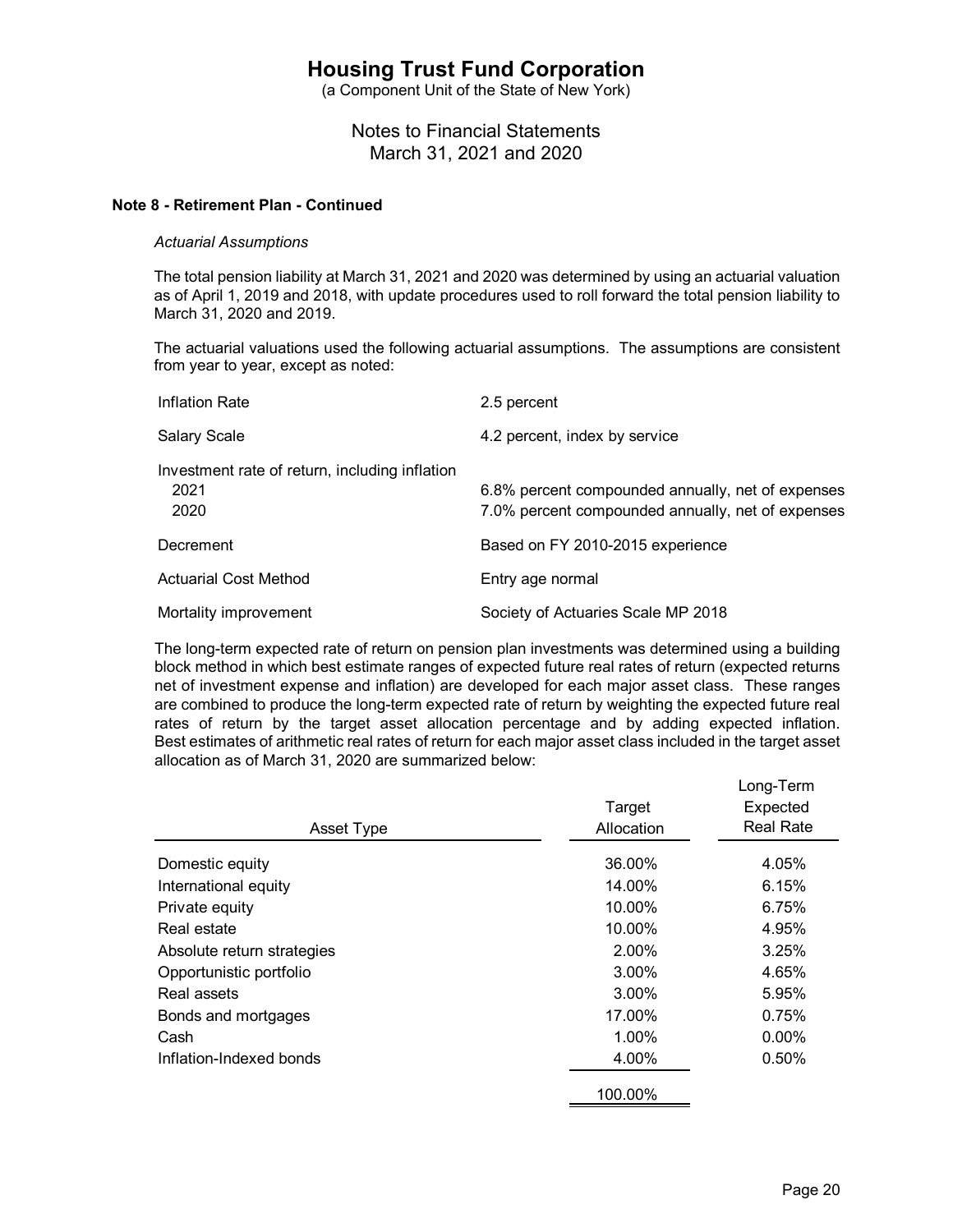# Housing Trust Fund Corporation

(a Component Unit of the State of New York)

Notes to Financial Statements
March 31, 2021 and 2020

### Note 8 - Retirement Plan - Continued

*Actuarial Assumptions*

The total pension liability at March 31, 2021 and 2020 was determined by using an actuarial valuation as of April 1, 2019 and 2018, with update procedures used to roll forward the total pension liability to March 31, 2020 and 2019.

The actuarial valuations used the following actuarial assumptions. The assumptions are consistent from year to year, except as noted:

| | |
|---|---|
| Inflation Rate | 2.5 percent |
| Salary Scale | 4.2 percent, index by service |
| Investment rate of return, including inflation | |
| 2021 | 6.8% percent compounded annually, net of expenses |
| 2020 | 7.0% percent compounded annually, net of expenses |
| Decrement | Based on FY 2010-2015 experience |
| Actuarial Cost Method | Entry age normal |
| Mortality improvement | Society of Actuaries Scale MP 2018 |

The long-term expected rate of return on pension plan investments was determined using a building block method in which best estimate ranges of expected future real rates of return (expected returns net of investment expense and inflation) are developed for each major asset class. These ranges are combined to produce the long-term expected rate of return by weighting the expected future real rates of return by the target asset allocation percentage and by adding expected inflation. Best estimates of arithmetic real rates of return for each major asset class included in the target asset allocation as of March 31, 2020 are summarized below:

| Asset Type | Target Allocation | Long-Term Expected Real Rate |
|---|---|---|
| Domestic equity | 36.00% | 4.05% |
| International equity | 14.00% | 6.15% |
| Private equity | 10.00% | 6.75% |
| Real estate | 10.00% | 4.95% |
| Absolute return strategies | 2.00% | 3.25% |
| Opportunistic portfolio | 3.00% | 4.65% |
| Real assets | 3.00% | 5.95% |
| Bonds and mortgages | 17.00% | 0.75% |
| Cash | 1.00% | 0.00% |
| Inflation-Indexed bonds | 4.00% | 0.50% |
| | 100.00% | |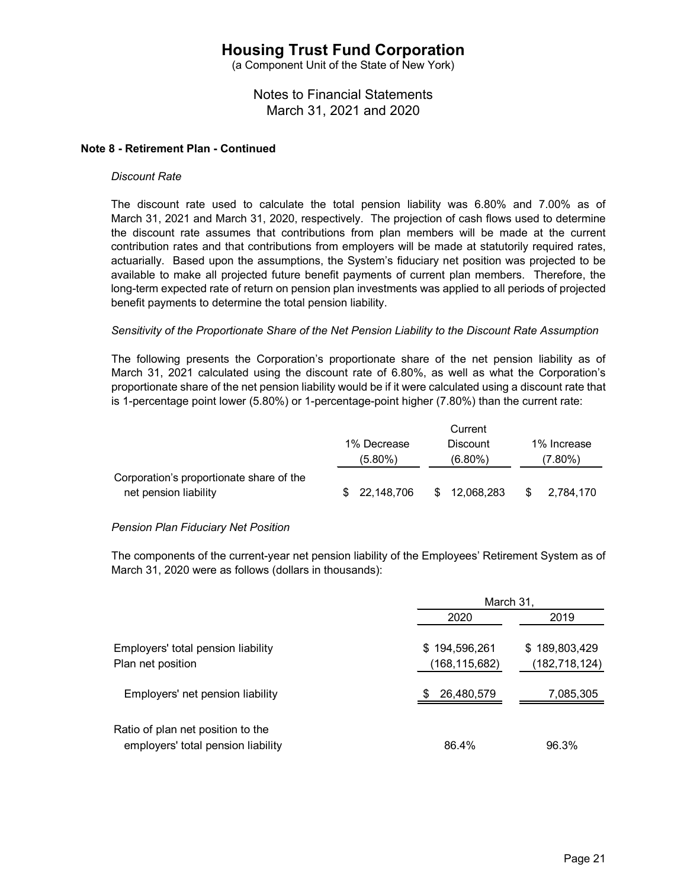# Housing Trust Fund Corporation

(a Component Unit of the State of New York)

Notes to Financial Statements
March 31, 2021 and 2020

**Note 8 - Retirement Plan - Continued**

*Discount Rate*

The discount rate used to calculate the total pension liability was 6.80% and 7.00% as of March 31, 2021 and March 31, 2020, respectively. The projection of cash flows used to determine the discount rate assumes that contributions from plan members will be made at the current contribution rates and that contributions from employers will be made at statutorily required rates, actuarially. Based upon the assumptions, the System's fiduciary net position was projected to be available to make all projected future benefit payments of current plan members. Therefore, the long-term expected rate of return on pension plan investments was applied to all periods of projected benefit payments to determine the total pension liability.

*Sensitivity of the Proportionate Share of the Net Pension Liability to the Discount Rate Assumption*

The following presents the Corporation's proportionate share of the net pension liability as of March 31, 2021 calculated using the discount rate of 6.80%, as well as what the Corporation's proportionate share of the net pension liability would be if it were calculated using a discount rate that is 1-percentage point lower (5.80%) or 1-percentage-point higher (7.80%) than the current rate:

| | 1% Decrease (5.80%) | Current Discount (6.80%) | 1% Increase (7.80%) |
|---|---|---|---|
| Corporation's proportionate share of the net pension liability | $ 22,148,706 | $ 12,068,283 | $ 2,784,170 |

*Pension Plan Fiduciary Net Position*

The components of the current-year net pension liability of the Employees' Retirement System as of March 31, 2020 were as follows (dollars in thousands):

| | March 31, | |
|---|---|---|
| | 2020 | 2019 |
| Employers' total pension liability | $ 194,596,261 | $ 189,803,429 |
| Plan net position | (168,115,682) | (182,718,124) |
| Employers' net pension liability | $ 26,480,579 | 7,085,305 |
| Ratio of plan net position to the employers' total pension liability | 86.4% | 96.3% |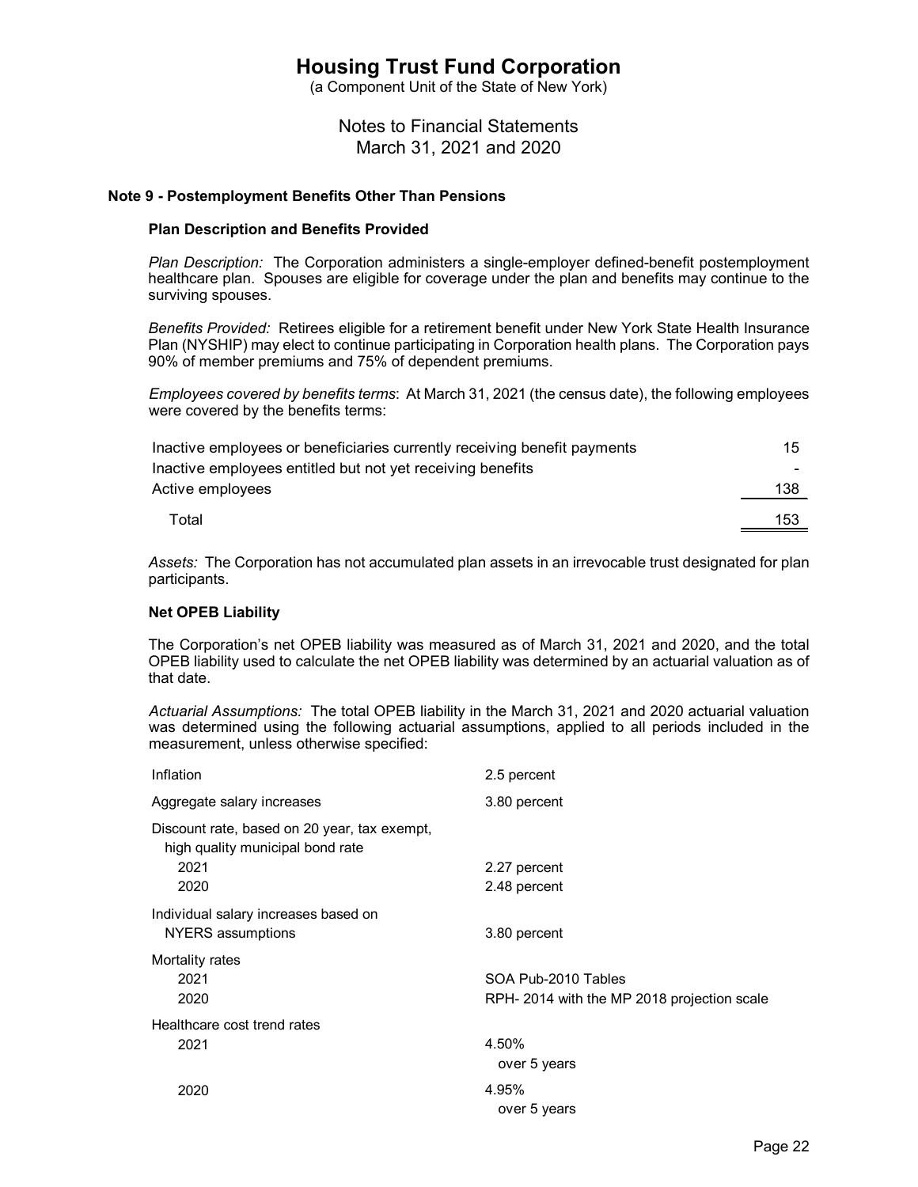# Housing Trust Fund Corporation

(a Component Unit of the State of New York)

Notes to Financial Statements
March 31, 2021 and 2020

## Note 9 - Postemployment Benefits Other Than Pensions

### Plan Description and Benefits Provided

*Plan Description:* The Corporation administers a single-employer defined-benefit postemployment healthcare plan. Spouses are eligible for coverage under the plan and benefits may continue to the surviving spouses.

*Benefits Provided:* Retirees eligible for a retirement benefit under New York State Health Insurance Plan (NYSHIP) may elect to continue participating in Corporation health plans. The Corporation pays 90% of member premiums and 75% of dependent premiums.

*Employees covered by benefits terms*: At March 31, 2021 (the census date), the following employees were covered by the benefits terms:

| | |
|---|---|
| Inactive employees or beneficiaries currently receiving benefit payments | 15 |
| Inactive employees entitled but not yet receiving benefits | - |
| Active employees | 138 |
| Total | 153 |

*Assets:* The Corporation has not accumulated plan assets in an irrevocable trust designated for plan participants.

### Net OPEB Liability

The Corporation's net OPEB liability was measured as of March 31, 2021 and 2020, and the total OPEB liability used to calculate the net OPEB liability was determined by an actuarial valuation as of that date.

*Actuarial Assumptions:* The total OPEB liability in the March 31, 2021 and 2020 actuarial valuation was determined using the following actuarial assumptions, applied to all periods included in the measurement, unless otherwise specified:

| | |
|---|---|
| Inflation | 2.5 percent |
| Aggregate salary increases | 3.80 percent |
| Discount rate, based on 20 year, tax exempt, high quality municipal bond rate | |
| 2021 | 2.27 percent |
| 2020 | 2.48 percent |
| Individual salary increases based on NYERS assumptions | 3.80 percent |
| Mortality rates | |
| 2021 | SOA Pub-2010 Tables |
| 2020 | RPH- 2014 with the MP 2018 projection scale |
| Healthcare cost trend rates | |
| 2021 | 4.50% over 5 years |
| 2020 | 4.95% over 5 years |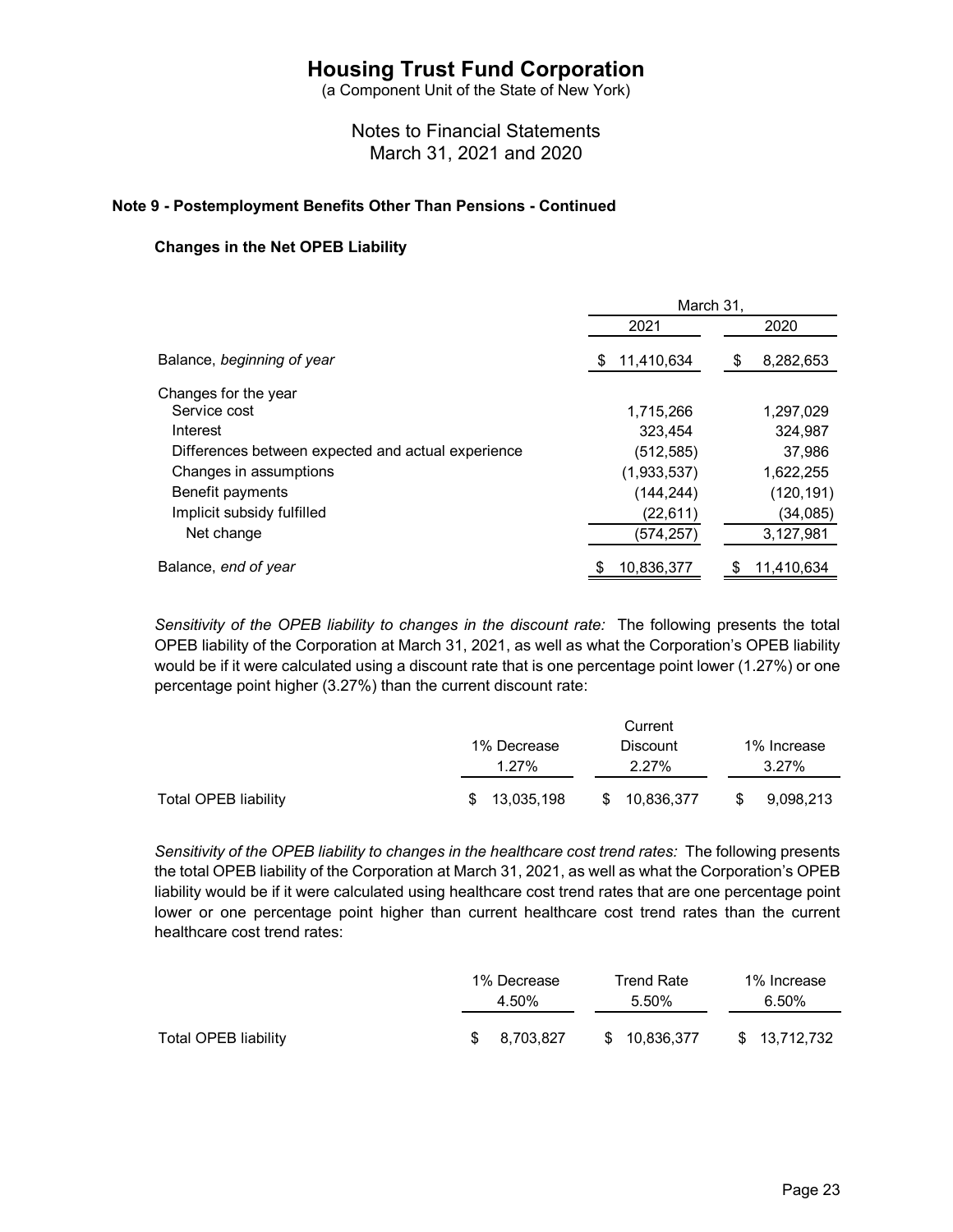# Housing Trust Fund Corporation

(a Component Unit of the State of New York)

Notes to Financial Statements
March 31, 2021 and 2020

## Note 9 - Postemployment Benefits Other Than Pensions - Continued

### Changes in the Net OPEB Liability

| | March 31, 2021 | March 31, 2020 |
|---|---|---|
| Balance, *beginning of year* | $ 11,410,634 | $ 8,282,653 |
| Changes for the year | | |
| Service cost | 1,715,266 | 1,297,029 |
| Interest | 323,454 | 324,987 |
| Differences between expected and actual experience | (512,585) | 37,986 |
| Changes in assumptions | (1,933,537) | 1,622,255 |
| Benefit payments | (144,244) | (120,191) |
| Implicit subsidy fulfilled | (22,611) | (34,085) |
| Net change | (574,257) | 3,127,981 |
| Balance, *end of year* | $ 10,836,377 | $ 11,410,634 |

*Sensitivity of the OPEB liability to changes in the discount rate:* The following presents the total OPEB liability of the Corporation at March 31, 2021, as well as what the Corporation's OPEB liability would be if it were calculated using a discount rate that is one percentage point lower (1.27%) or one percentage point higher (3.27%) than the current discount rate:

| | 1% Decrease 1.27% | Current Discount 2.27% | 1% Increase 3.27% |
|---|---|---|---|
| Total OPEB liability | $ 13,035,198 | $ 10,836,377 | $ 9,098,213 |

*Sensitivity of the OPEB liability to changes in the healthcare cost trend rates:* The following presents the total OPEB liability of the Corporation at March 31, 2021, as well as what the Corporation's OPEB liability would be if it were calculated using healthcare cost trend rates that are one percentage point lower or one percentage point higher than current healthcare cost trend rates than the current healthcare cost trend rates:

| | 1% Decrease 4.50% | Trend Rate 5.50% | 1% Increase 6.50% |
|---|---|---|---|
| Total OPEB liability | $ 8,703,827 | $ 10,836,377 | $ 13,712,732 |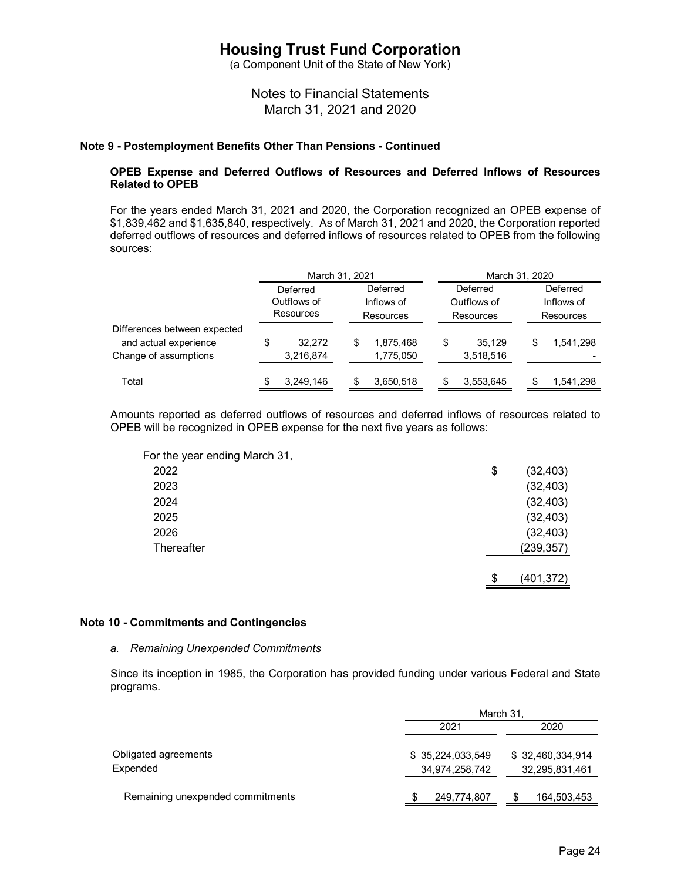# Housing Trust Fund Corporation

(a Component Unit of the State of New York)

Notes to Financial Statements
March 31, 2021 and 2020

### Note 9 - Postemployment Benefits Other Than Pensions - Continued

**OPEB Expense and Deferred Outflows of Resources and Deferred Inflows of Resources Related to OPEB**

For the years ended March 31, 2021 and 2020, the Corporation recognized an OPEB expense of $1,839,462 and $1,635,840, respectively. As of March 31, 2021 and 2020, the Corporation reported deferred outflows of resources and deferred inflows of resources related to OPEB from the following sources:

| | March 31, 2021 | | March 31, 2020 | |
|---|---|---|---|---|
| | Deferred Outflows of Resources | Deferred Inflows of Resources | Deferred Outflows of Resources | Deferred Inflows of Resources |
| Differences between expected and actual experience | $ 32,272 | $ 1,875,468 | $ 35,129 | $ 1,541,298 |
| Change of assumptions | 3,216,874 | 1,775,050 | 3,518,516 | - |
| Total | $ 3,249,146 | $ 3,650,518 | $ 3,553,645 | $ 1,541,298 |

Amounts reported as deferred outflows of resources and deferred inflows of resources related to OPEB will be recognized in OPEB expense for the next five years as follows:

| For the year ending March 31, | |
|---|---|
| 2022 | $ (32,403) |
| 2023 | (32,403) |
| 2024 | (32,403) |
| 2025 | (32,403) |
| 2026 | (32,403) |
| Thereafter | (239,357) |
| | $ (401,372) |

### Note 10 - Commitments and Contingencies

*a. Remaining Unexpended Commitments*

Since its inception in 1985, the Corporation has provided funding under various Federal and State programs.

| | March 31, | |
|---|---|---|
| | 2021 | 2020 |
| Obligated agreements | $ 35,224,033,549 | $ 32,460,334,914 |
| Expended | 34,974,258,742 | 32,295,831,461 |
| Remaining unexpended commitments | $ 249,774,807 | $ 164,503,453 |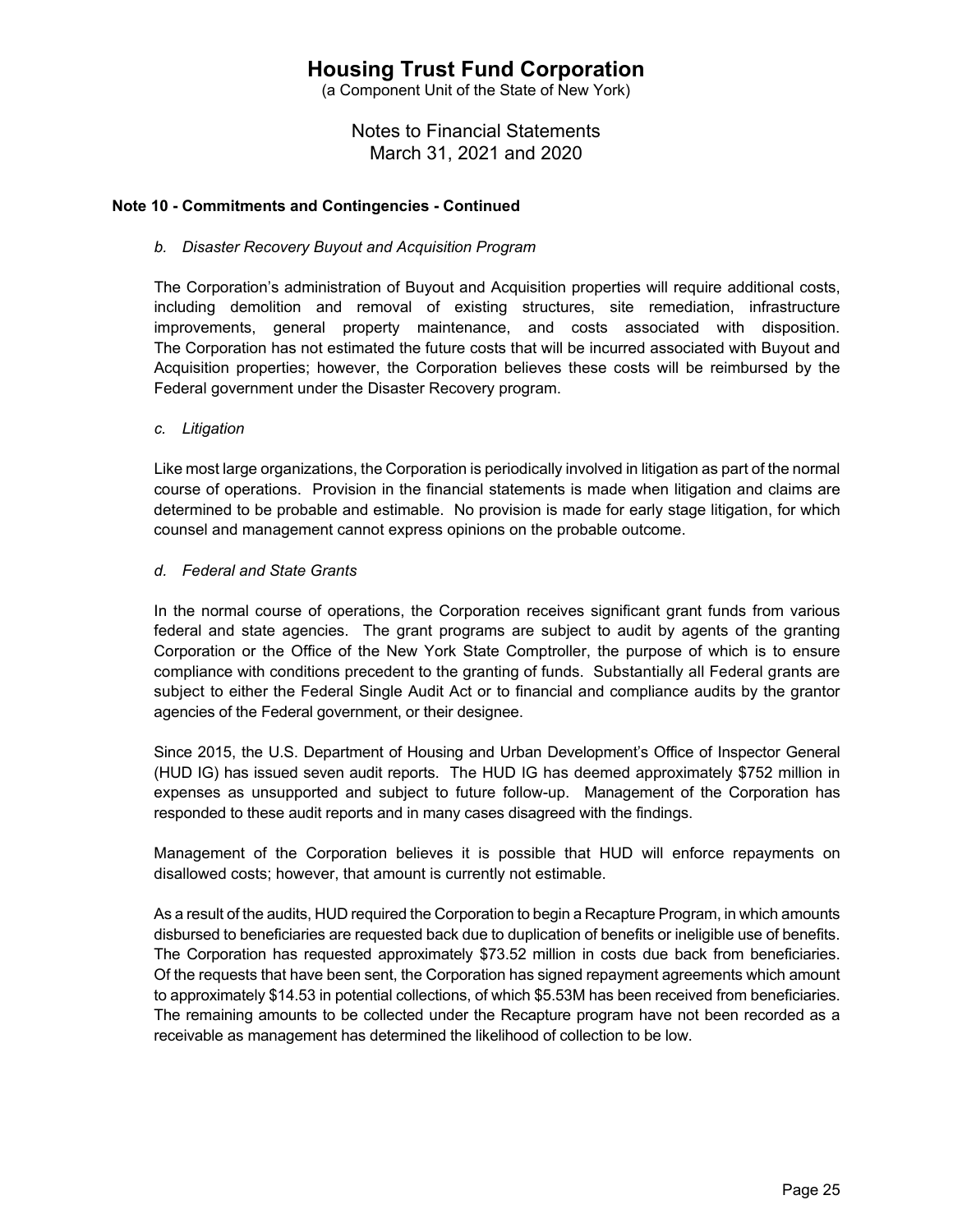# Housing Trust Fund Corporation

(a Component Unit of the State of New York)

Notes to Financial Statements
March 31, 2021 and 2020

**Note 10 - Commitments and Contingencies - Continued**

*b. Disaster Recovery Buyout and Acquisition Program*

The Corporation's administration of Buyout and Acquisition properties will require additional costs, including demolition and removal of existing structures, site remediation, infrastructure improvements, general property maintenance, and costs associated with disposition. The Corporation has not estimated the future costs that will be incurred associated with Buyout and Acquisition properties; however, the Corporation believes these costs will be reimbursed by the Federal government under the Disaster Recovery program.

*c. Litigation*

Like most large organizations, the Corporation is periodically involved in litigation as part of the normal course of operations. Provision in the financial statements is made when litigation and claims are determined to be probable and estimable. No provision is made for early stage litigation, for which counsel and management cannot express opinions on the probable outcome.

*d. Federal and State Grants*

In the normal course of operations, the Corporation receives significant grant funds from various federal and state agencies. The grant programs are subject to audit by agents of the granting Corporation or the Office of the New York State Comptroller, the purpose of which is to ensure compliance with conditions precedent to the granting of funds. Substantially all Federal grants are subject to either the Federal Single Audit Act or to financial and compliance audits by the grantor agencies of the Federal government, or their designee.

Since 2015, the U.S. Department of Housing and Urban Development's Office of Inspector General (HUD IG) has issued seven audit reports. The HUD IG has deemed approximately $752 million in expenses as unsupported and subject to future follow-up. Management of the Corporation has responded to these audit reports and in many cases disagreed with the findings.

Management of the Corporation believes it is possible that HUD will enforce repayments on disallowed costs; however, that amount is currently not estimable.

As a result of the audits, HUD required the Corporation to begin a Recapture Program, in which amounts disbursed to beneficiaries are requested back due to duplication of benefits or ineligible use of benefits. The Corporation has requested approximately $73.52 million in costs due back from beneficiaries. Of the requests that have been sent, the Corporation has signed repayment agreements which amount to approximately $14.53 in potential collections, of which $5.53M has been received from beneficiaries. The remaining amounts to be collected under the Recapture program have not been recorded as a receivable as management has determined the likelihood of collection to be low.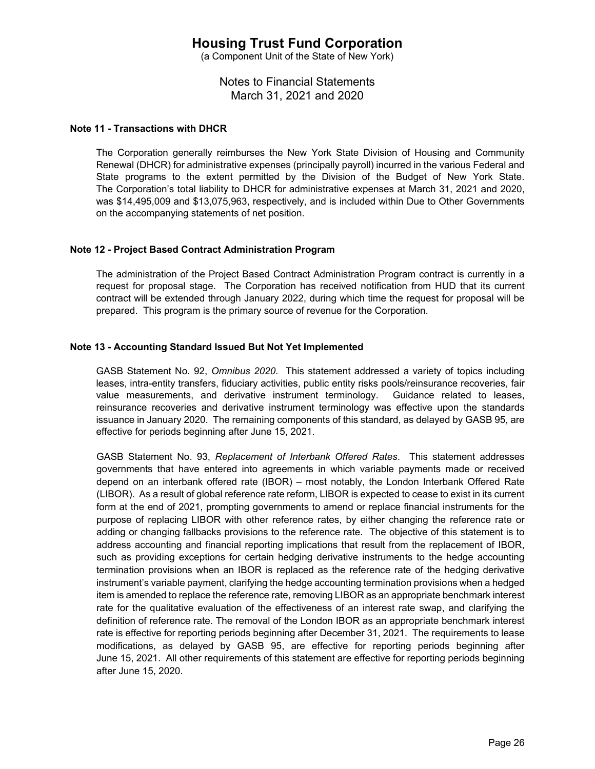### Note 11 - Transactions with DHCR

The Corporation generally reimburses the New York State Division of Housing and Community Renewal (DHCR) for administrative expenses (principally payroll) incurred in the various Federal and State programs to the extent permitted by the Division of the Budget of New York State. The Corporation's total liability to DHCR for administrative expenses at March 31, 2021 and 2020, was $14,495,009 and $13,075,963, respectively, and is included within Due to Other Governments on the accompanying statements of net position.

### Note 12 - Project Based Contract Administration Program

The administration of the Project Based Contract Administration Program contract is currently in a request for proposal stage. The Corporation has received notification from HUD that its current contract will be extended through January 2022, during which time the request for proposal will be prepared. This program is the primary source of revenue for the Corporation.

### Note 13 - Accounting Standard Issued But Not Yet Implemented

GASB Statement No. 92, *Omnibus 2020*. This statement addressed a variety of topics including leases, intra-entity transfers, fiduciary activities, public entity risks pools/reinsurance recoveries, fair value measurements, and derivative instrument terminology. Guidance related to leases, reinsurance recoveries and derivative instrument terminology was effective upon the standards issuance in January 2020. The remaining components of this standard, as delayed by GASB 95, are effective for periods beginning after June 15, 2021.

GASB Statement No. 93, *Replacement of Interbank Offered Rates*. This statement addresses governments that have entered into agreements in which variable payments made or received depend on an interbank offered rate (IBOR) – most notably, the London Interbank Offered Rate (LIBOR). As a result of global reference rate reform, LIBOR is expected to cease to exist in its current form at the end of 2021, prompting governments to amend or replace financial instruments for the purpose of replacing LIBOR with other reference rates, by either changing the reference rate or adding or changing fallbacks provisions to the reference rate. The objective of this statement is to address accounting and financial reporting implications that result from the replacement of IBOR, such as providing exceptions for certain hedging derivative instruments to the hedge accounting termination provisions when an IBOR is replaced as the reference rate of the hedging derivative instrument's variable payment, clarifying the hedge accounting termination provisions when a hedged item is amended to replace the reference rate, removing LIBOR as an appropriate benchmark interest rate for the qualitative evaluation of the effectiveness of an interest rate swap, and clarifying the definition of reference rate. The removal of the London IBOR as an appropriate benchmark interest rate is effective for reporting periods beginning after December 31, 2021. The requirements to lease modifications, as delayed by GASB 95, are effective for reporting periods beginning after June 15, 2021. All other requirements of this statement are effective for reporting periods beginning after June 15, 2020.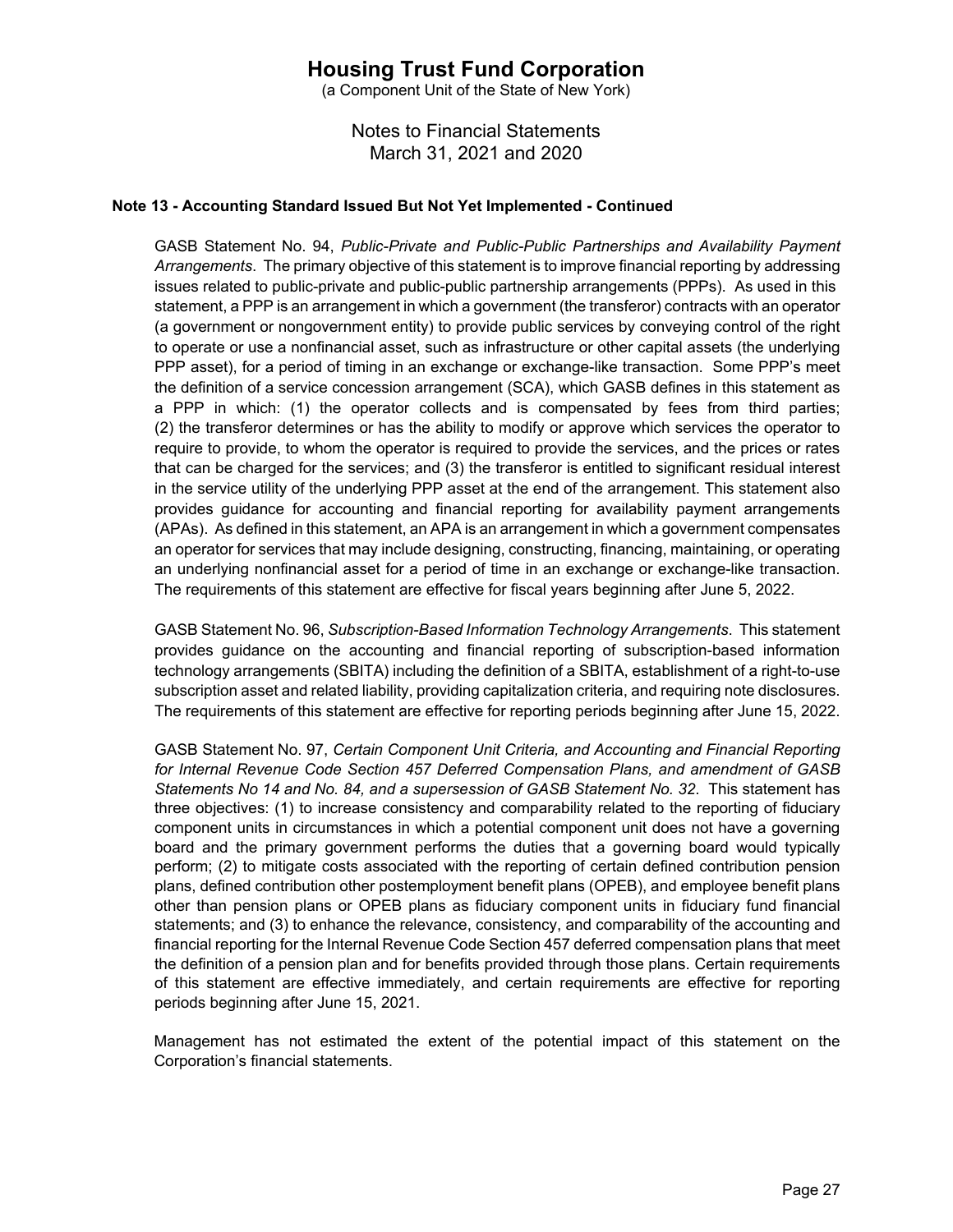**Note 13 - Accounting Standard Issued But Not Yet Implemented - Continued**

GASB Statement No. 94, *Public-Private and Public-Public Partnerships and Availability Payment Arrangements*. The primary objective of this statement is to improve financial reporting by addressing issues related to public-private and public-public partnership arrangements (PPPs). As used in this statement, a PPP is an arrangement in which a government (the transferor) contracts with an operator (a government or nongovernment entity) to provide public services by conveying control of the right to operate or use a nonfinancial asset, such as infrastructure or other capital assets (the underlying PPP asset), for a period of timing in an exchange or exchange-like transaction. Some PPP's meet the definition of a service concession arrangement (SCA), which GASB defines in this statement as a PPP in which: (1) the operator collects and is compensated by fees from third parties; (2) the transferor determines or has the ability to modify or approve which services the operator to require to provide, to whom the operator is required to provide the services, and the prices or rates that can be charged for the services; and (3) the transferor is entitled to significant residual interest in the service utility of the underlying PPP asset at the end of the arrangement. This statement also provides guidance for accounting and financial reporting for availability payment arrangements (APAs). As defined in this statement, an APA is an arrangement in which a government compensates an operator for services that may include designing, constructing, financing, maintaining, or operating an underlying nonfinancial asset for a period of time in an exchange or exchange-like transaction. The requirements of this statement are effective for fiscal years beginning after June 5, 2022.

GASB Statement No. 96, *Subscription-Based Information Technology Arrangements*. This statement provides guidance on the accounting and financial reporting of subscription-based information technology arrangements (SBITA) including the definition of a SBITA, establishment of a right-to-use subscription asset and related liability, providing capitalization criteria, and requiring note disclosures. The requirements of this statement are effective for reporting periods beginning after June 15, 2022.

GASB Statement No. 97, *Certain Component Unit Criteria, and Accounting and Financial Reporting for Internal Revenue Code Section 457 Deferred Compensation Plans, and amendment of GASB Statements No 14 and No. 84, and a supersession of GASB Statement No. 32*. This statement has three objectives: (1) to increase consistency and comparability related to the reporting of fiduciary component units in circumstances in which a potential component unit does not have a governing board and the primary government performs the duties that a governing board would typically perform; (2) to mitigate costs associated with the reporting of certain defined contribution pension plans, defined contribution other postemployment benefit plans (OPEB), and employee benefit plans other than pension plans or OPEB plans as fiduciary component units in fiduciary fund financial statements; and (3) to enhance the relevance, consistency, and comparability of the accounting and financial reporting for the Internal Revenue Code Section 457 deferred compensation plans that meet the definition of a pension plan and for benefits provided through those plans. Certain requirements of this statement are effective immediately, and certain requirements are effective for reporting periods beginning after June 15, 2021.

Management has not estimated the extent of the potential impact of this statement on the Corporation's financial statements.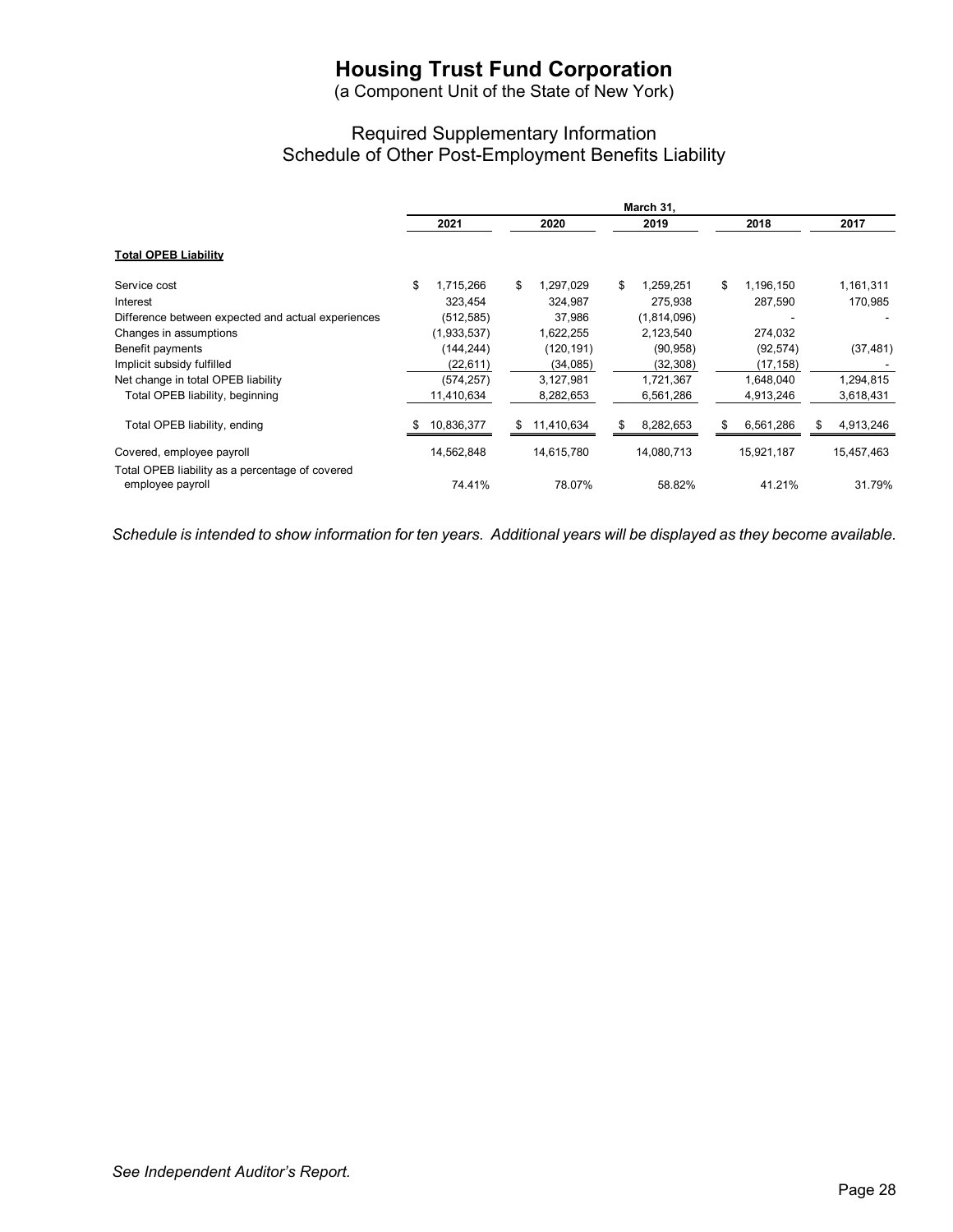# Housing Trust Fund Corporation

(a Component Unit of the State of New York)

## Required Supplementary Information
## Schedule of Other Post-Employment Benefits Liability

| | March 31, | | | | |
|---|---|---|---|---|---|
| | 2021 | 2020 | 2019 | 2018 | 2017 |
| **Total OPEB Liability** | | | | | |
| Service cost | $ 1,715,266 | $ 1,297,029 | $ 1,259,251 | $ 1,196,150 | 1,161,311 |
| Interest | 323,454 | 324,987 | 275,938 | 287,590 | 170,985 |
| Difference between expected and actual experiences | (512,585) | 37,986 | (1,814,096) | - | - |
| Changes in assumptions | (1,933,537) | 1,622,255 | 2,123,540 | 274,032 | |
| Benefit payments | (144,244) | (120,191) | (90,958) | (92,574) | (37,481) |
| Implicit subsidy fulfilled | (22,611) | (34,085) | (32,308) | (17,158) | - |
| Net change in total OPEB liability | (574,257) | 3,127,981 | 1,721,367 | 1,648,040 | 1,294,815 |
| Total OPEB liability, beginning | 11,410,634 | 8,282,653 | 6,561,286 | 4,913,246 | 3,618,431 |
| Total OPEB liability, ending | $ 10,836,377 | $ 11,410,634 | $ 8,282,653 | $ 6,561,286 | $ 4,913,246 |
| Covered, employee payroll | 14,562,848 | 14,615,780 | 14,080,713 | 15,921,187 | 15,457,463 |
| Total OPEB liability as a percentage of covered employee payroll | 74.41% | 78.07% | 58.82% | 41.21% | 31.79% |

*Schedule is intended to show information for ten years. Additional years will be displayed as they become available.*

*See Independent Auditor's Report.*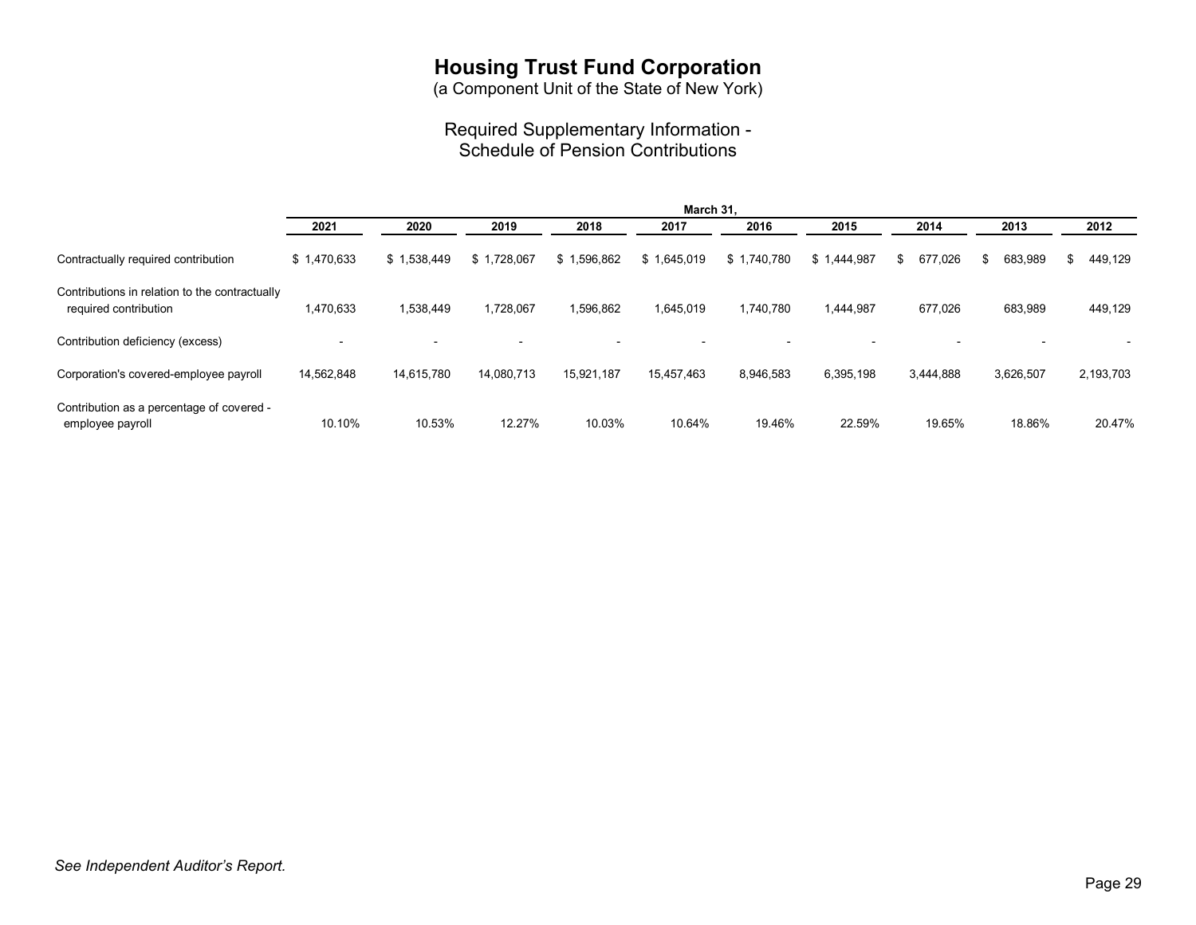# Housing Trust Fund Corporation

(a Component Unit of the State of New York)

## Required Supplementary Information - Schedule of Pension Contributions

| | March 31, | | | | | | | | | |
|---|---|---|---|---|---|---|---|---|---|---|
| | 2021 | 2020 | 2019 | 2018 | 2017 | 2016 | 2015 | 2014 | 2013 | 2012 |
| Contractually required contribution | $ 1,470,633 | $ 1,538,449 | $ 1,728,067 | $ 1,596,862 | $ 1,645,019 | $ 1,740,780 | $ 1,444,987 | $ 677,026 | $ 683,989 | $ 449,129 |
| Contributions in relation to the contractually required contribution | 1,470,633 | 1,538,449 | 1,728,067 | 1,596,862 | 1,645,019 | 1,740,780 | 1,444,987 | 677,026 | 683,989 | 449,129 |
| Contribution deficiency (excess) | - | - | - | - | - | - | - | - | - | - |
| Corporation's covered-employee payroll | 14,562,848 | 14,615,780 | 14,080,713 | 15,921,187 | 15,457,463 | 8,946,583 | 6,395,198 | 3,444,888 | 3,626,507 | 2,193,703 |
| Contribution as a percentage of covered - employee payroll | 10.10% | 10.53% | 12.27% | 10.03% | 10.64% | 19.46% | 22.59% | 19.65% | 18.86% | 20.47% |

*See Independent Auditor's Report.*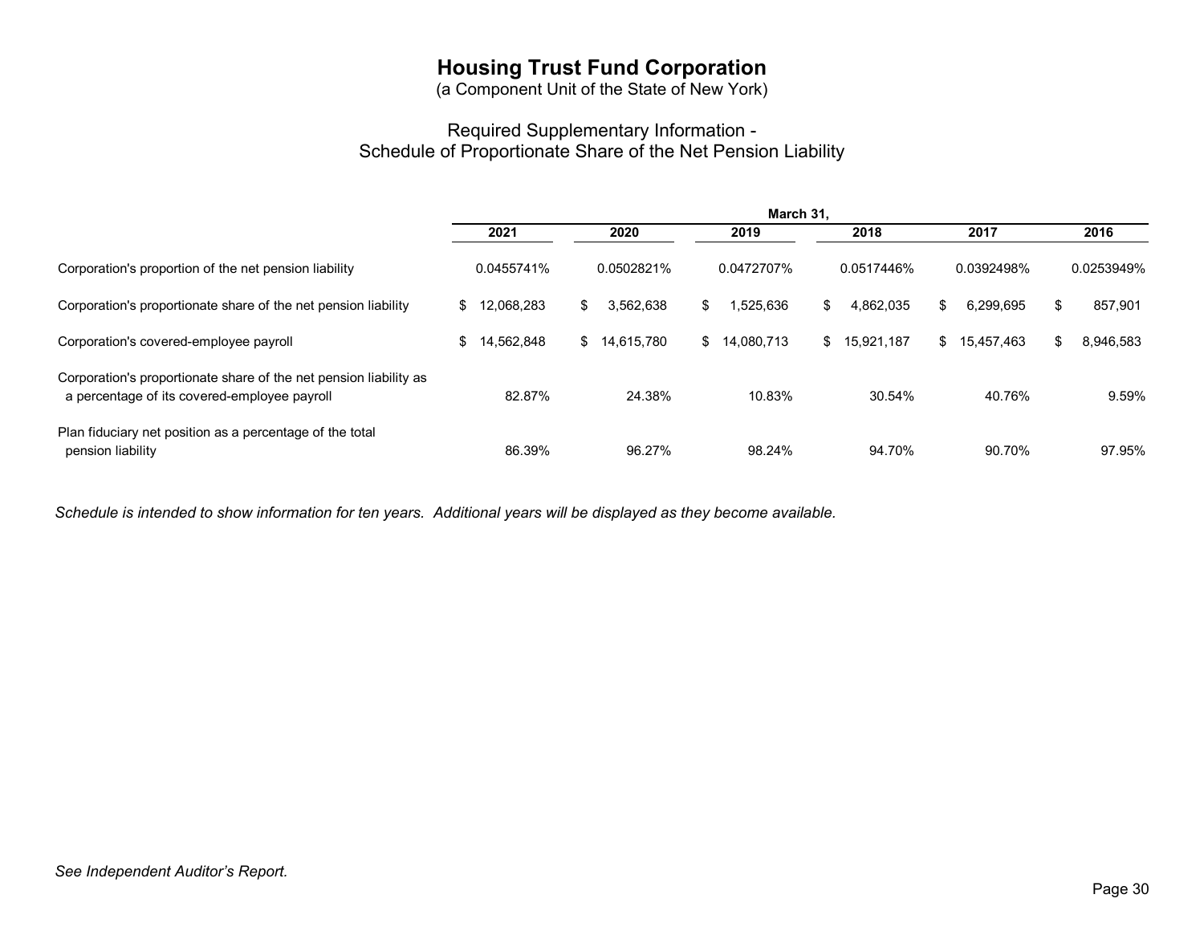# Housing Trust Fund Corporation

(a Component Unit of the State of New York)

## Required Supplementary Information - Schedule of Proportionate Share of the Net Pension Liability

| | March 31, | | | | | |
|---|---|---|---|---|---|---|
| | 2021 | 2020 | 2019 | 2018 | 2017 | 2016 |
| Corporation's proportion of the net pension liability | 0.0455741% | 0.0502821% | 0.0472707% | 0.0517446% | 0.0392498% | 0.0253949% |
| Corporation's proportionate share of the net pension liability | $ 12,068,283 | $ 3,562,638 | $ 1,525,636 | $ 4,862,035 | $ 6,299,695 | $ 857,901 |
| Corporation's covered-employee payroll | $ 14,562,848 | $ 14,615,780 | $ 14,080,713 | $ 15,921,187 | $ 15,457,463 | $ 8,946,583 |
| Corporation's proportionate share of the net pension liability as a percentage of its covered-employee payroll | 82.87% | 24.38% | 10.83% | 30.54% | 40.76% | 9.59% |
| Plan fiduciary net position as a percentage of the total pension liability | 86.39% | 96.27% | 98.24% | 94.70% | 90.70% | 97.95% |

*Schedule is intended to show information for ten years. Additional years will be displayed as they become available.*

*See Independent Auditor's Report.*